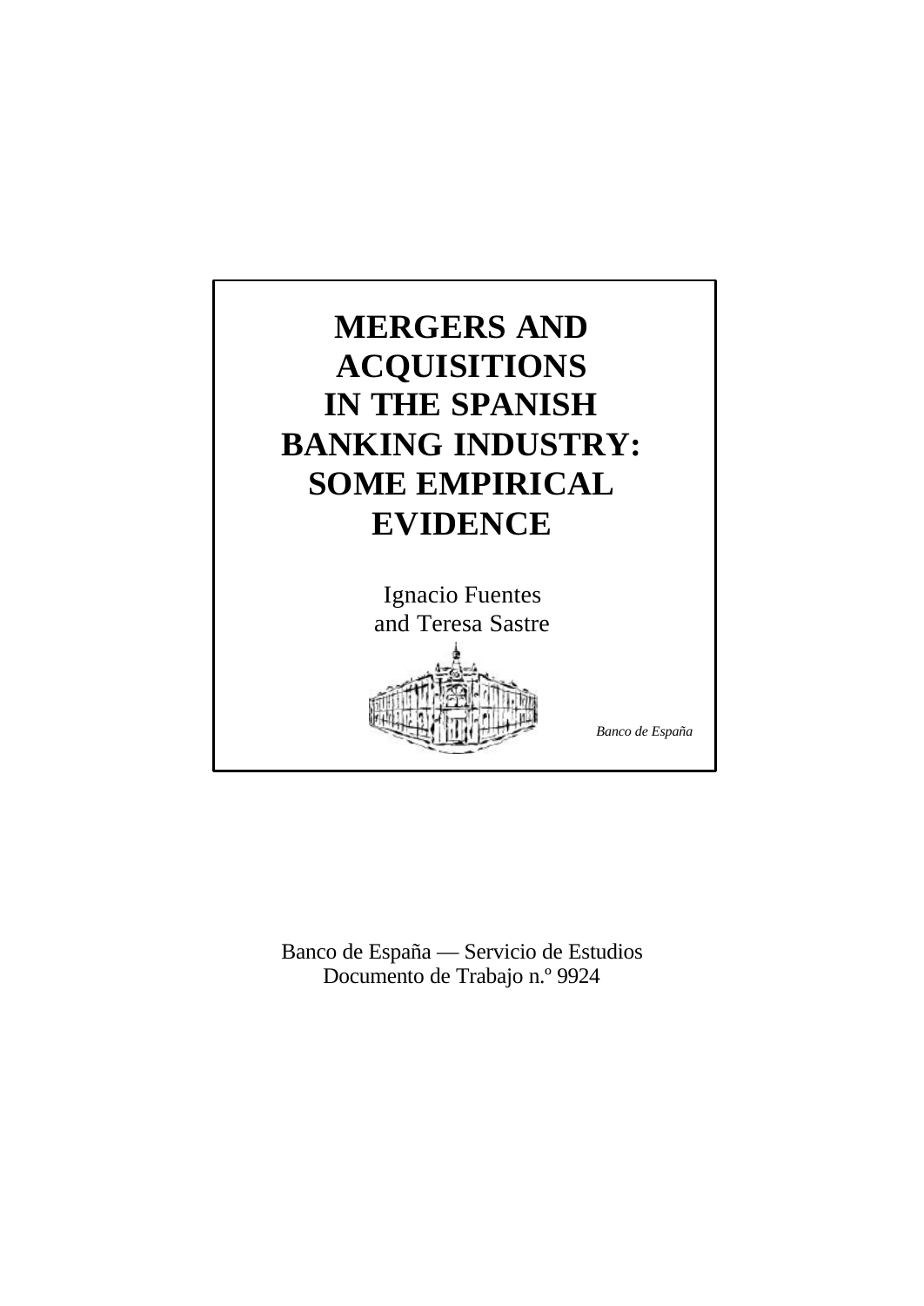# MERGERS AND ACQUISITIONS IN THE SPANISH BANKING INDUSTRY: SOME EMPIRICAL EVIDENCE

Ignacio Fuentes
and Teresa Sastre

*Banco de España*

Banco de España — Servicio de Estudios
Documento de Trabajo n.º 9924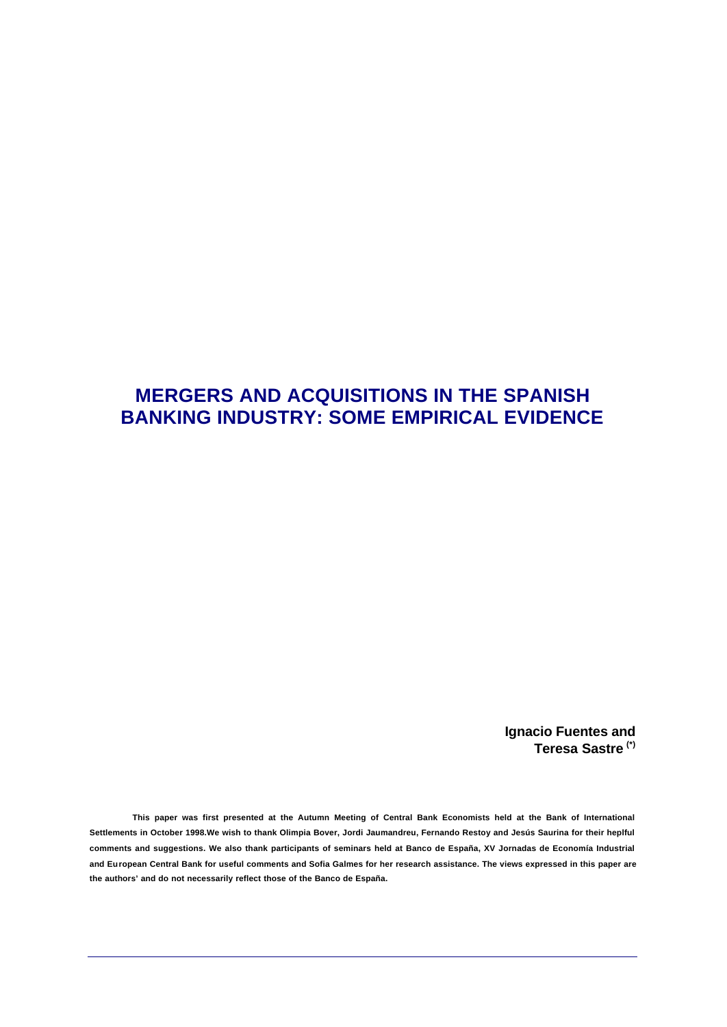# MERGERS AND ACQUISITIONS IN THE SPANISH BANKING INDUSTRY: SOME EMPIRICAL EVIDENCE

**Ignacio Fuentes and**
**Teresa Sastre** [(*)]

**This paper was first presented at the Autumn Meeting of Central Bank Economists held at the Bank of International Settlements in October 1998.We wish to thank Olimpia Bover, Jordi Jaumandreu, Fernando Restoy and Jesús Saurina for their heplful comments and suggestions. We also thank participants of seminars held at Banco de España, XV Jornadas de Economía Industrial and European Central Bank for useful comments and Sofia Galmes for her research assistance. The views expressed in this paper are the authors' and do not necessarily reflect those of the Banco de España.**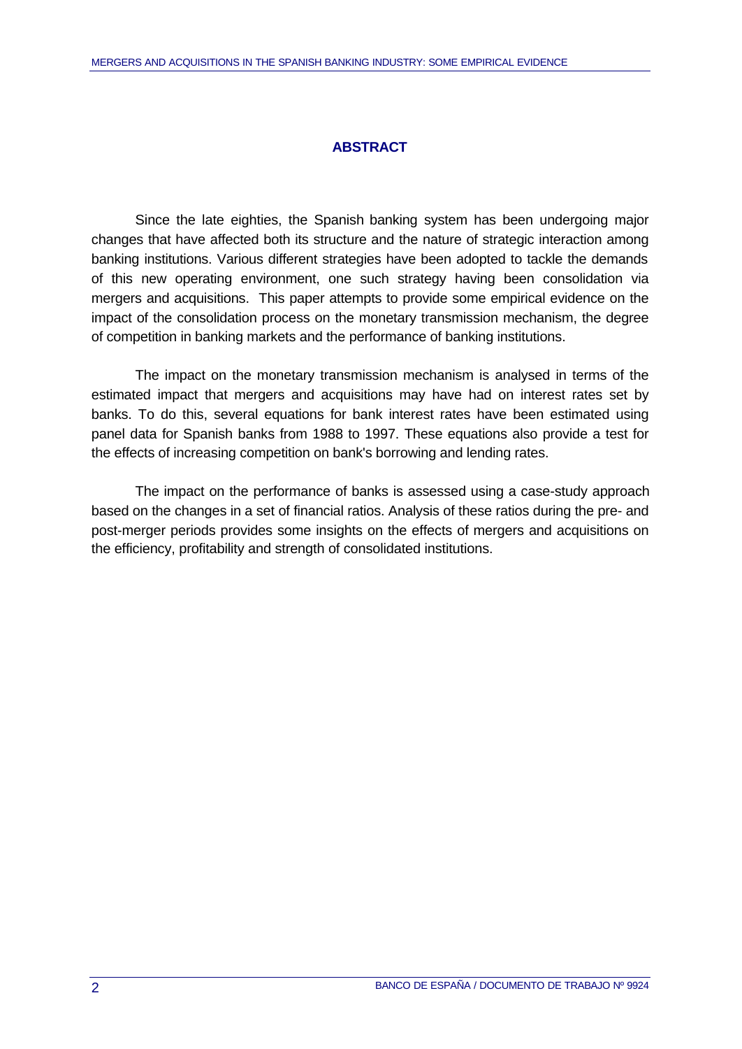## ABSTRACT

Since the late eighties, the Spanish banking system has been undergoing major changes that have affected both its structure and the nature of strategic interaction among banking institutions. Various different strategies have been adopted to tackle the demands of this new operating environment, one such strategy having been consolidation via mergers and acquisitions. This paper attempts to provide some empirical evidence on the impact of the consolidation process on the monetary transmission mechanism, the degree of competition in banking markets and the performance of banking institutions.

The impact on the monetary transmission mechanism is analysed in terms of the estimated impact that mergers and acquisitions may have had on interest rates set by banks. To do this, several equations for bank interest rates have been estimated using panel data for Spanish banks from 1988 to 1997. These equations also provide a test for the effects of increasing competition on bank's borrowing and lending rates.

The impact on the performance of banks is assessed using a case-study approach based on the changes in a set of financial ratios. Analysis of these ratios during the pre- and post-merger periods provides some insights on the effects of mergers and acquisitions on the efficiency, profitability and strength of consolidated institutions.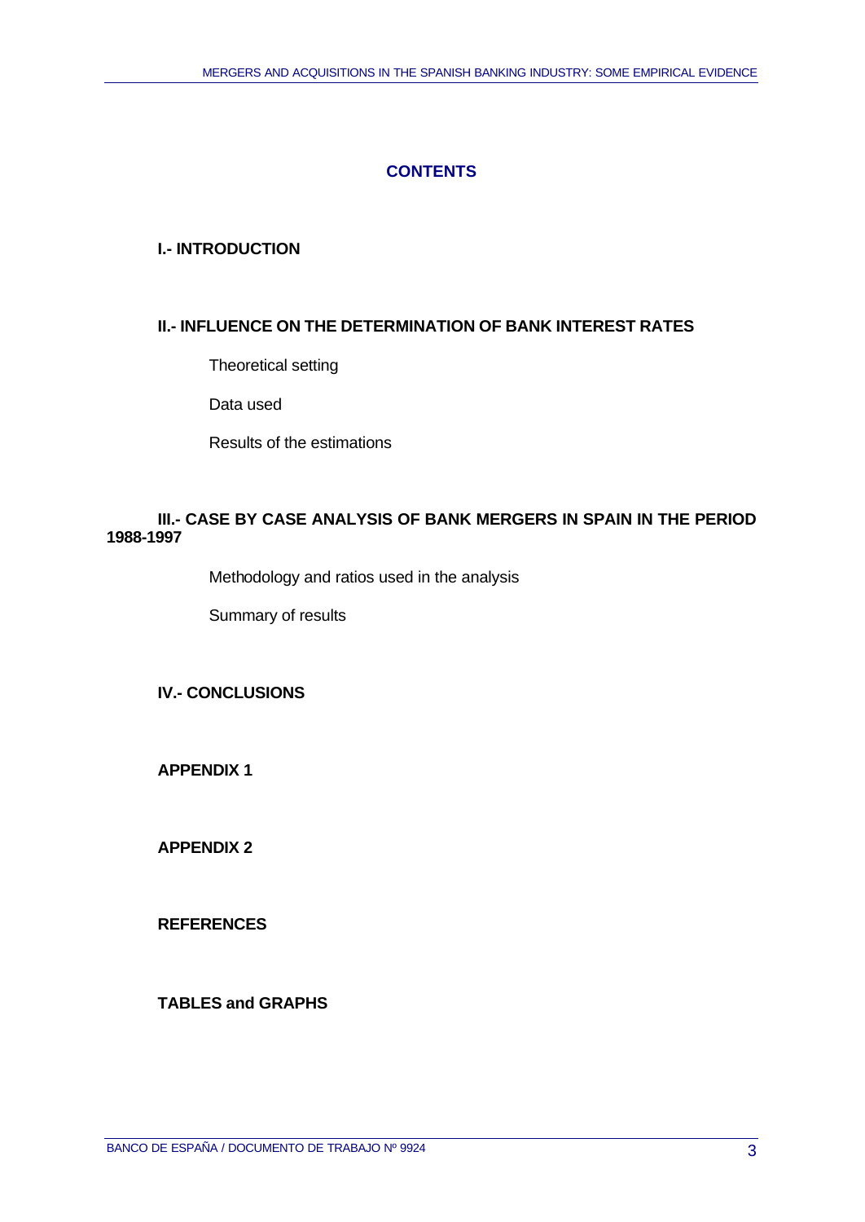# CONTENTS

**I.- INTRODUCTION**

**II.- INFLUENCE ON THE DETERMINATION OF BANK INTEREST RATES**

- Theoretical setting
- Data used
- Results of the estimations

**III.- CASE BY CASE ANALYSIS OF BANK MERGERS IN SPAIN IN THE PERIOD 1988-1997**

- Methodology and ratios used in the analysis
- Summary of results

**IV.- CONCLUSIONS**

**APPENDIX 1**

**APPENDIX 2**

**REFERENCES**

**TABLES and GRAPHS**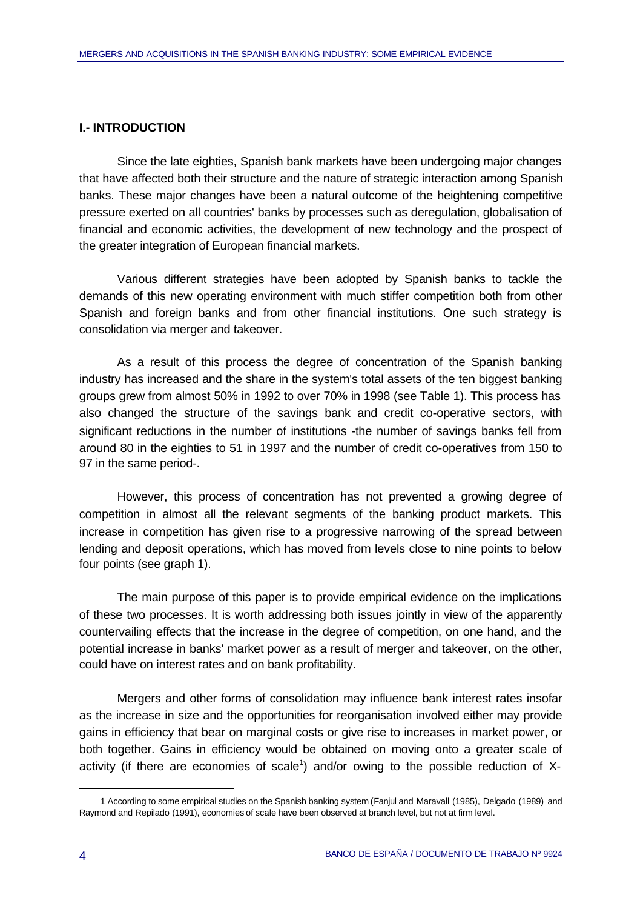## I.- INTRODUCTION

Since the late eighties, Spanish bank markets have been undergoing major changes that have affected both their structure and the nature of strategic interaction among Spanish banks. These major changes have been a natural outcome of the heightening competitive pressure exerted on all countries' banks by processes such as deregulation, globalisation of financial and economic activities, the development of new technology and the prospect of the greater integration of European financial markets.

Various different strategies have been adopted by Spanish banks to tackle the demands of this new operating environment with much stiffer competition both from other Spanish and foreign banks and from other financial institutions. One such strategy is consolidation via merger and takeover.

As a result of this process the degree of concentration of the Spanish banking industry has increased and the share in the system's total assets of the ten biggest banking groups grew from almost 50% in 1992 to over 70% in 1998 (see Table 1). This process has also changed the structure of the savings bank and credit co-operative sectors, with significant reductions in the number of institutions -the number of savings banks fell from around 80 in the eighties to 51 in 1997 and the number of credit co-operatives from 150 to 97 in the same period-.

However, this process of concentration has not prevented a growing degree of competition in almost all the relevant segments of the banking product markets. This increase in competition has given rise to a progressive narrowing of the spread between lending and deposit operations, which has moved from levels close to nine points to below four points (see graph 1).

The main purpose of this paper is to provide empirical evidence on the implications of these two processes. It is worth addressing both issues jointly in view of the apparently countervailing effects that the increase in the degree of competition, on one hand, and the potential increase in banks' market power as a result of merger and takeover, on the other, could have on interest rates and on bank profitability.

Mergers and other forms of consolidation may influence bank interest rates insofar as the increase in size and the opportunities for reorganisation involved either may provide gains in efficiency that bear on marginal costs or give rise to increases in market power, or both together. Gains in efficiency would be obtained on moving onto a greater scale of activity (if there are economies of scale[1]) and/or owing to the possible reduction of X-

---

[1] According to some empirical studies on the Spanish banking system (Fanjul and Maravall (1985), Delgado (1989) and Raymond and Repilado (1991), economies of scale have been observed at branch level, but not at firm level.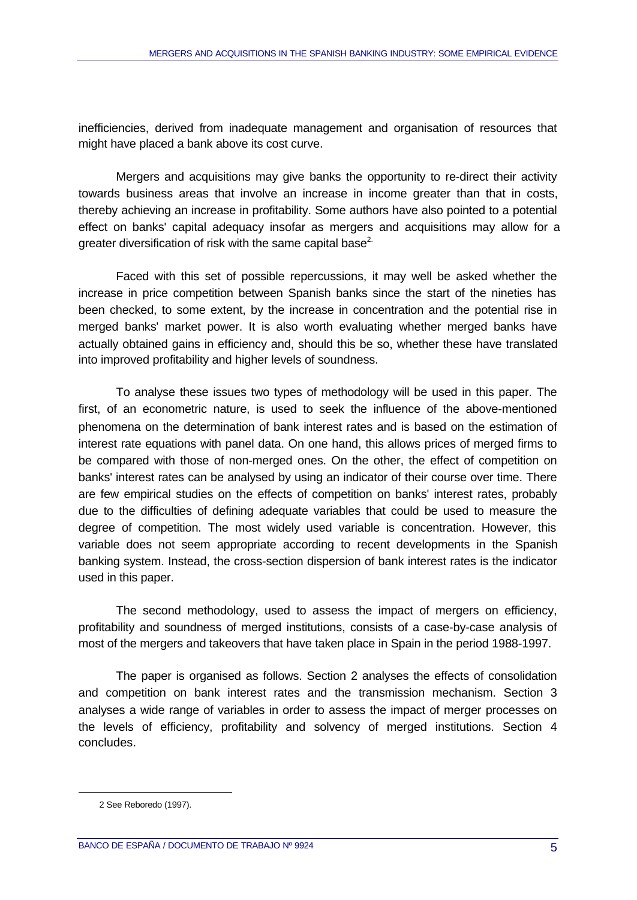inefficiencies, derived from inadequate management and organisation of resources that might have placed a bank above its cost curve.

Mergers and acquisitions may give banks the opportunity to re-direct their activity towards business areas that involve an increase in income greater than that in costs, thereby achieving an increase in profitability. Some authors have also pointed to a potential effect on banks' capital adequacy insofar as mergers and acquisitions may allow for a greater diversification of risk with the same capital base[2].

Faced with this set of possible repercussions, it may well be asked whether the increase in price competition between Spanish banks since the start of the nineties has been checked, to some extent, by the increase in concentration and the potential rise in merged banks' market power. It is also worth evaluating whether merged banks have actually obtained gains in efficiency and, should this be so, whether these have translated into improved profitability and higher levels of soundness.

To analyse these issues two types of methodology will be used in this paper. The first, of an econometric nature, is used to seek the influence of the above-mentioned phenomena on the determination of bank interest rates and is based on the estimation of interest rate equations with panel data. On one hand, this allows prices of merged firms to be compared with those of non-merged ones. On the other, the effect of competition on banks' interest rates can be analysed by using an indicator of their course over time. There are few empirical studies on the effects of competition on banks' interest rates, probably due to the difficulties of defining adequate variables that could be used to measure the degree of competition. The most widely used variable is concentration. However, this variable does not seem appropriate according to recent developments in the Spanish banking system. Instead, the cross-section dispersion of bank interest rates is the indicator used in this paper.

The second methodology, used to assess the impact of mergers on efficiency, profitability and soundness of merged institutions, consists of a case-by-case analysis of most of the mergers and takeovers that have taken place in Spain in the period 1988-1997.

The paper is organised as follows. Section 2 analyses the effects of consolidation and competition on bank interest rates and the transmission mechanism. Section 3 analyses a wide range of variables in order to assess the impact of merger processes on the levels of efficiency, profitability and solvency of merged institutions. Section 4 concludes.

---

2 See Reboredo (1997).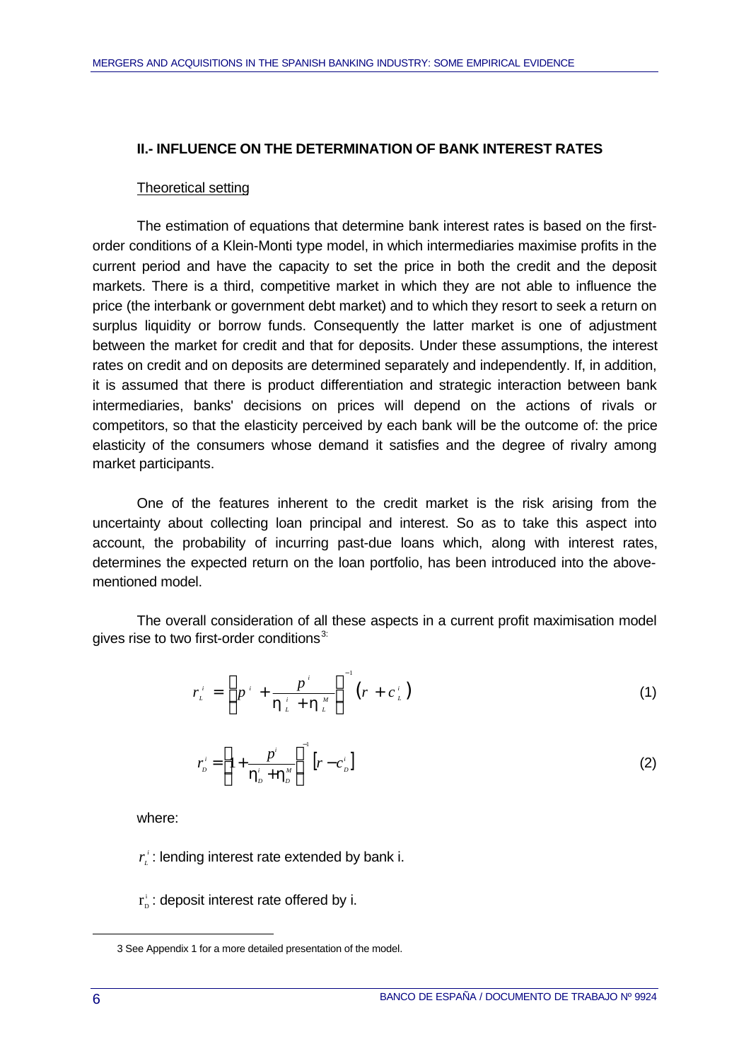## II.- INFLUENCE ON THE DETERMINATION OF BANK INTEREST RATES

Theoretical setting

The estimation of equations that determine bank interest rates is based on the first-order conditions of a Klein-Monti type model, in which intermediaries maximise profits in the current period and have the capacity to set the price in both the credit and the deposit markets. There is a third, competitive market in which they are not able to influence the price (the interbank or government debt market) and to which they resort to seek a return on surplus liquidity or borrow funds. Consequently the latter market is one of adjustment between the market for credit and that for deposits. Under these assumptions, the interest rates on credit and on deposits are determined separately and independently. If, in addition, it is assumed that there is product differentiation and strategic interaction between bank intermediaries, banks' decisions on prices will depend on the actions of rivals or competitors, so that the elasticity perceived by each bank will be the outcome of: the price elasticity of the consumers whose demand it satisfies and the degree of rivalry among market participants.

One of the features inherent to the credit market is the risk arising from the uncertainty about collecting loan principal and interest. So as to take this aspect into account, the probability of incurring past-due loans which, along with interest rates, determines the expected return on the loan portfolio, has been introduced into the above-mentioned model.

The overall consideration of all these aspects in a current profit maximisation model gives rise to two first-order conditions[3]:

$$r_L^i = \left[ p^i + \frac{p^i}{\eta_L^i + \eta_L^M} \right]^{-1} \left( r + c_L^i \right) \tag{1}$$

$$r_D^i = \left[ 1 + \frac{p^i}{\eta_D^i + \eta_D^M} \right]^{-1} \left[ r - c_D^i \right] \tag{2}$$

where:

$r_L^i$ : lending interest rate extended by bank i.

$r_D^i$ : deposit interest rate offered by i.

3 See Appendix 1 for a more detailed presentation of the model.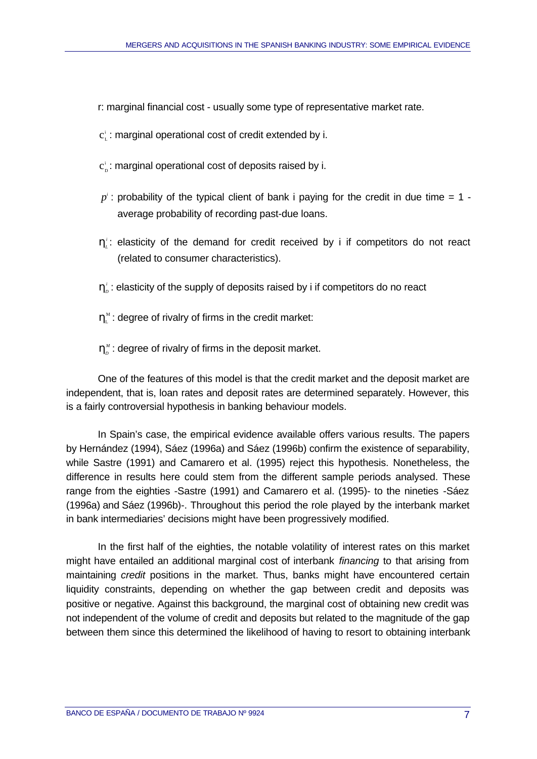r: marginal financial cost - usually some type of representative market rate.

$c_L^i$: marginal operational cost of credit extended by i.

$c_D^i$: marginal operational cost of deposits raised by i.

$p^i$: probability of the typical client of bank i paying for the credit in due time = 1 - average probability of recording past-due loans.

$\eta_L^i$: elasticity of the demand for credit received by i if competitors do not react (related to consumer characteristics).

$\eta_D^i$: elasticity of the supply of deposits raised by i if competitors do no react

$\eta_L^M$: degree of rivalry of firms in the credit market:

$\eta_D^M$: degree of rivalry of firms in the deposit market.

One of the features of this model is that the credit market and the deposit market are independent, that is, loan rates and deposit rates are determined separately. However, this is a fairly controversial hypothesis in banking behaviour models.

In Spain's case, the empirical evidence available offers various results. The papers by Hernández (1994), Sáez (1996a) and Sáez (1996b) confirm the existence of separability, while Sastre (1991) and Camarero et al. (1995) reject this hypothesis. Nonetheless, the difference in results here could stem from the different sample periods analysed. These range from the eighties -Sastre (1991) and Camarero et al. (1995)- to the nineties -Sáez (1996a) and Sáez (1996b)-. Throughout this period the role played by the interbank market in bank intermediaries' decisions might have been progressively modified.

In the first half of the eighties, the notable volatility of interest rates on this market might have entailed an additional marginal cost of interbank *financing* to that arising from maintaining *credit* positions in the market. Thus, banks might have encountered certain liquidity constraints, depending on whether the gap between credit and deposits was positive or negative. Against this background, the marginal cost of obtaining new credit was not independent of the volume of credit and deposits but related to the magnitude of the gap between them since this determined the likelihood of having to resort to obtaining interbank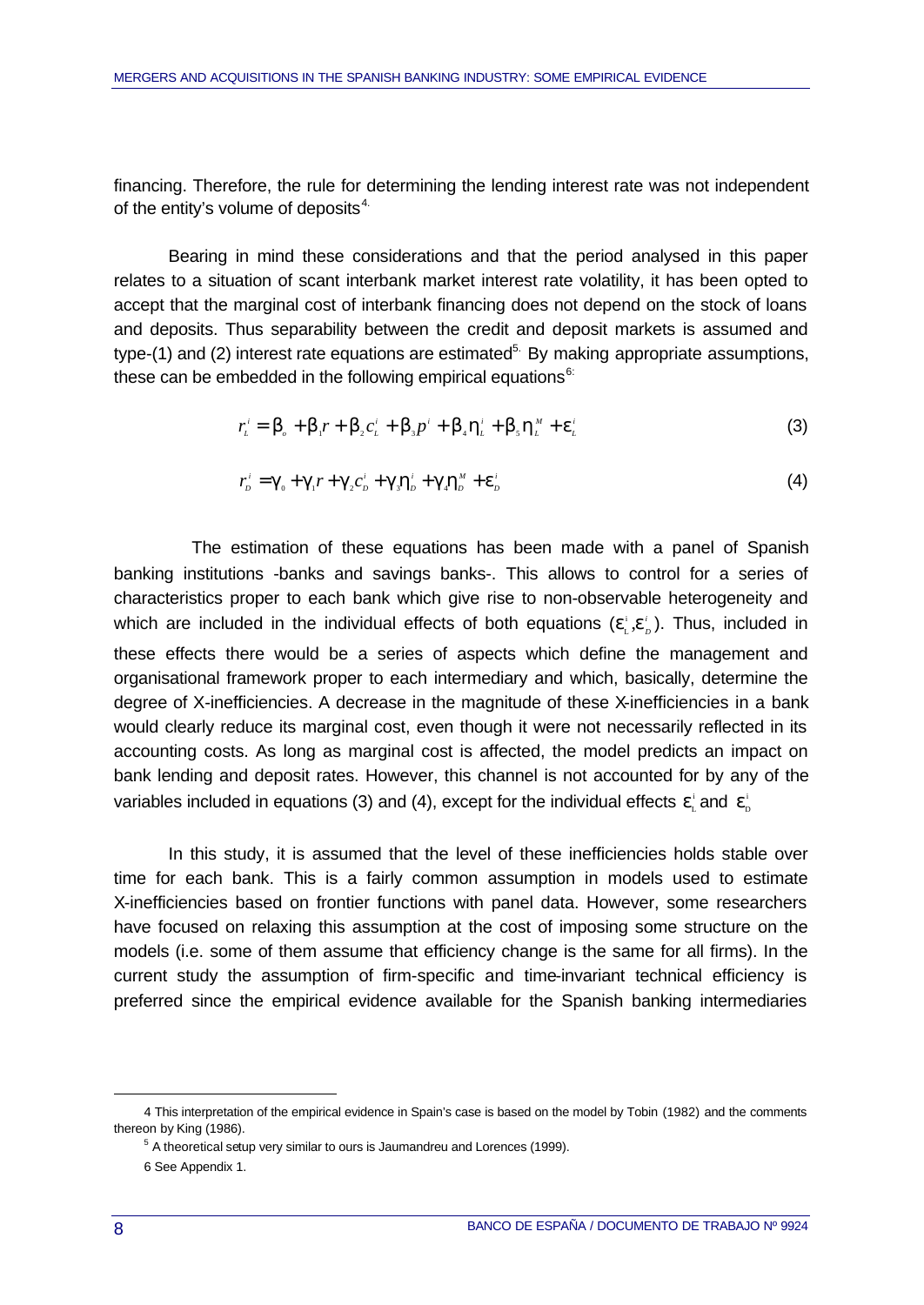financing. Therefore, the rule for determining the lending interest rate was not independent of the entity's volume of deposits[4].

Bearing in mind these considerations and that the period analysed in this paper relates to a situation of scant interbank market interest rate volatility, it has been opted to accept that the marginal cost of interbank financing does not depend on the stock of loans and deposits. Thus separability between the credit and deposit markets is assumed and type-(1) and (2) interest rate equations are estimated[5]. By making appropriate assumptions, these can be embedded in the following empirical equations[6]:

$$r_L^i = \beta_o + \beta_1 r + \beta_2 c_L^i + \beta_3 p^i + \beta_4 \eta_L^i + \beta_5 \eta_L^M + \varepsilon_L^i \tag{3}$$

$$r_D^i = \gamma_0 + \gamma_1 r + \gamma_2 c_D^i + \gamma_3 \eta_D^i + \gamma_4 \eta_D^M + \varepsilon_D^i \tag{4}$$

The estimation of these equations has been made with a panel of Spanish banking institutions -banks and savings banks-. This allows to control for a series of characteristics proper to each bank which give rise to non-observable heterogeneity and which are included in the individual effects of both equations ($\varepsilon_L^i, \varepsilon_D^i$). Thus, included in these effects there would be a series of aspects which define the management and organisational framework proper to each intermediary and which, basically, determine the degree of X-inefficiencies. A decrease in the magnitude of these X-inefficiencies in a bank would clearly reduce its marginal cost, even though it were not necessarily reflected in its accounting costs. As long as marginal cost is affected, the model predicts an impact on bank lending and deposit rates. However, this channel is not accounted for by any of the variables included in equations (3) and (4), except for the individual effects $\varepsilon_L^i$ and $\varepsilon_D^i$

In this study, it is assumed that the level of these inefficiencies holds stable over time for each bank. This is a fairly common assumption in models used to estimate X-inefficiencies based on frontier functions with panel data. However, some researchers have focused on relaxing this assumption at the cost of imposing some structure on the models (i.e. some of them assume that efficiency change is the same for all firms). In the current study the assumption of firm-specific and time-invariant technical efficiency is preferred since the empirical evidence available for the Spanish banking intermediaries

---

4 This interpretation of the empirical evidence in Spain's case is based on the model by Tobin (1982) and the comments thereon by King (1986).

5 A theoretical setup very similar to ours is Jaumandreu and Lorences (1999).

6 See Appendix 1.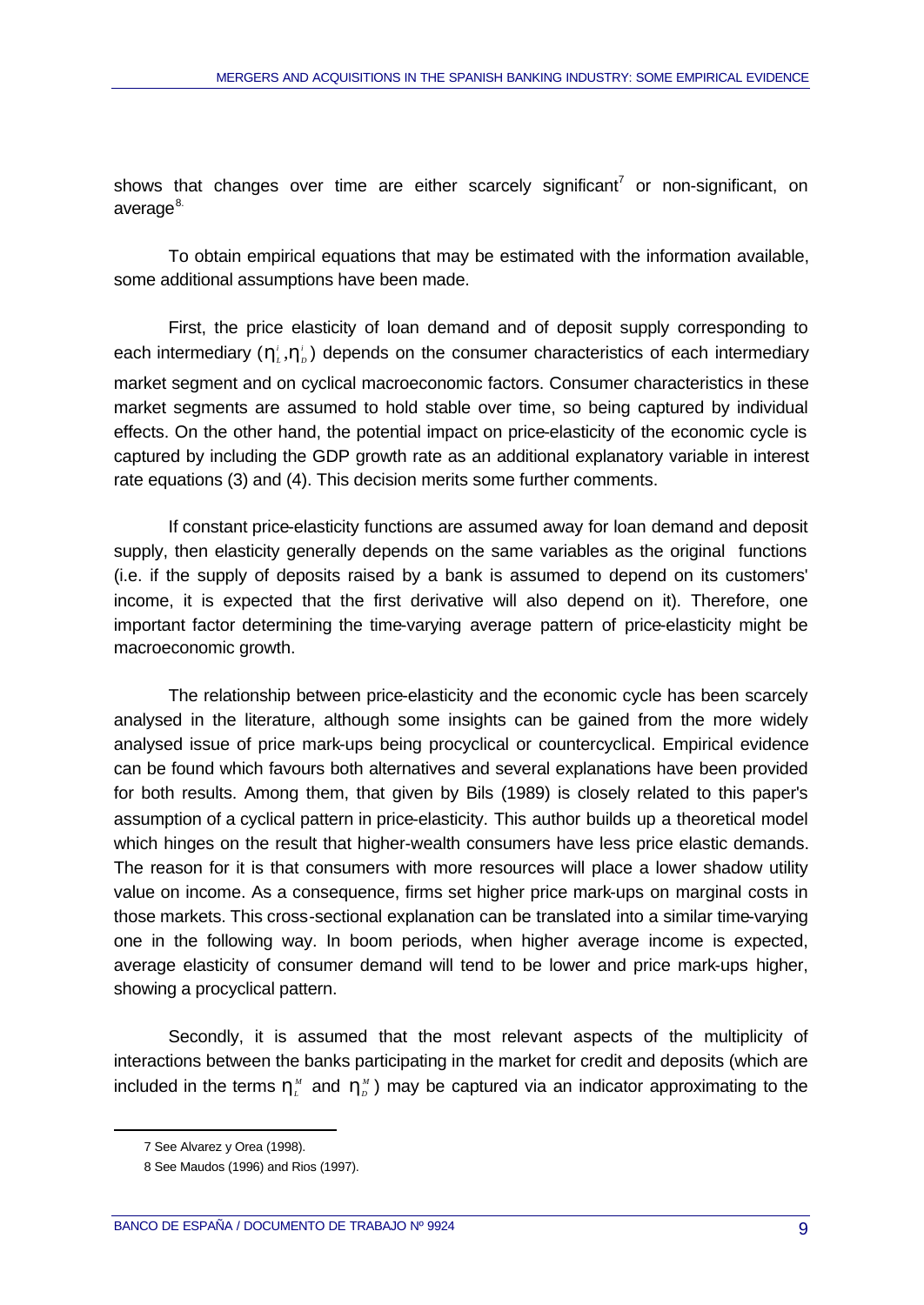shows that changes over time are either scarcely significant[7] or non-significant, on average[8].

To obtain empirical equations that may be estimated with the information available, some additional assumptions have been made.

First, the price elasticity of loan demand and of deposit supply corresponding to each intermediary ($\eta_L^i, \eta_D^i$) depends on the consumer characteristics of each intermediary market segment and on cyclical macroeconomic factors. Consumer characteristics in these market segments are assumed to hold stable over time, so being captured by individual effects. On the other hand, the potential impact on price-elasticity of the economic cycle is captured by including the GDP growth rate as an additional explanatory variable in interest rate equations (3) and (4). This decision merits some further comments.

If constant price-elasticity functions are assumed away for loan demand and deposit supply, then elasticity generally depends on the same variables as the original functions (i.e. if the supply of deposits raised by a bank is assumed to depend on its customers' income, it is expected that the first derivative will also depend on it). Therefore, one important factor determining the time-varying average pattern of price-elasticity might be macroeconomic growth.

The relationship between price-elasticity and the economic cycle has been scarcely analysed in the literature, although some insights can be gained from the more widely analysed issue of price mark-ups being procyclical or countercyclical. Empirical evidence can be found which favours both alternatives and several explanations have been provided for both results. Among them, that given by Bils (1989) is closely related to this paper's assumption of a cyclical pattern in price-elasticity. This author builds up a theoretical model which hinges on the result that higher-wealth consumers have less price elastic demands. The reason for it is that consumers with more resources will place a lower shadow utility value on income. As a consequence, firms set higher price mark-ups on marginal costs in those markets. This cross-sectional explanation can be translated into a similar time-varying one in the following way. In boom periods, when higher average income is expected, average elasticity of consumer demand will tend to be lower and price mark-ups higher, showing a procyclical pattern.

Secondly, it is assumed that the most relevant aspects of the multiplicity of interactions between the banks participating in the market for credit and deposits (which are included in the terms $\eta_L^M$ and $\eta_D^M$) may be captured via an indicator approximating to the

---

7 See Alvarez y Orea (1998).

8 See Maudos (1996) and Rios (1997).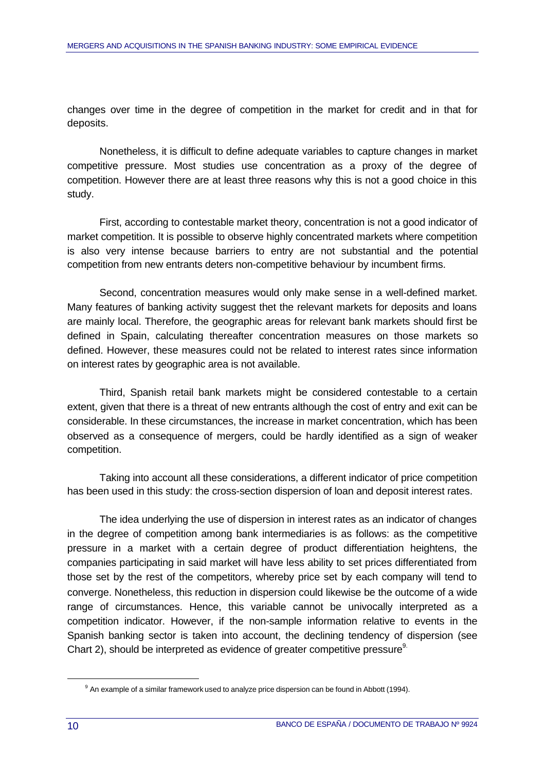changes over time in the degree of competition in the market for credit and in that for deposits.

Nonetheless, it is difficult to define adequate variables to capture changes in market competitive pressure. Most studies use concentration as a proxy of the degree of competition. However there are at least three reasons why this is not a good choice in this study.

First, according to contestable market theory, concentration is not a good indicator of market competition. It is possible to observe highly concentrated markets where competition is also very intense because barriers to entry are not substantial and the potential competition from new entrants deters non-competitive behaviour by incumbent firms.

Second, concentration measures would only make sense in a well-defined market. Many features of banking activity suggest thet the relevant markets for deposits and loans are mainly local. Therefore, the geographic areas for relevant bank markets should first be defined in Spain, calculating thereafter concentration measures on those markets so defined. However, these measures could not be related to interest rates since information on interest rates by geographic area is not available.

Third, Spanish retail bank markets might be considered contestable to a certain extent, given that there is a threat of new entrants although the cost of entry and exit can be considerable. In these circumstances, the increase in market concentration, which has been observed as a consequence of mergers, could be hardly identified as a sign of weaker competition.

Taking into account all these considerations, a different indicator of price competition has been used in this study: the cross-section dispersion of loan and deposit interest rates.

The idea underlying the use of dispersion in interest rates as an indicator of changes in the degree of competition among bank intermediaries is as follows: as the competitive pressure in a market with a certain degree of product differentiation heightens, the companies participating in said market will have less ability to set prices differentiated from those set by the rest of the competitors, whereby price set by each company will tend to converge. Nonetheless, this reduction in dispersion could likewise be the outcome of a wide range of circumstances. Hence, this variable cannot be univocally interpreted as a competition indicator. However, if the non-sample information relative to events in the Spanish banking sector is taken into account, the declining tendency of dispersion (see Chart 2), should be interpreted as evidence of greater competitive pressure[9].

[9] An example of a similar framework used to analyze price dispersion can be found in Abbott (1994).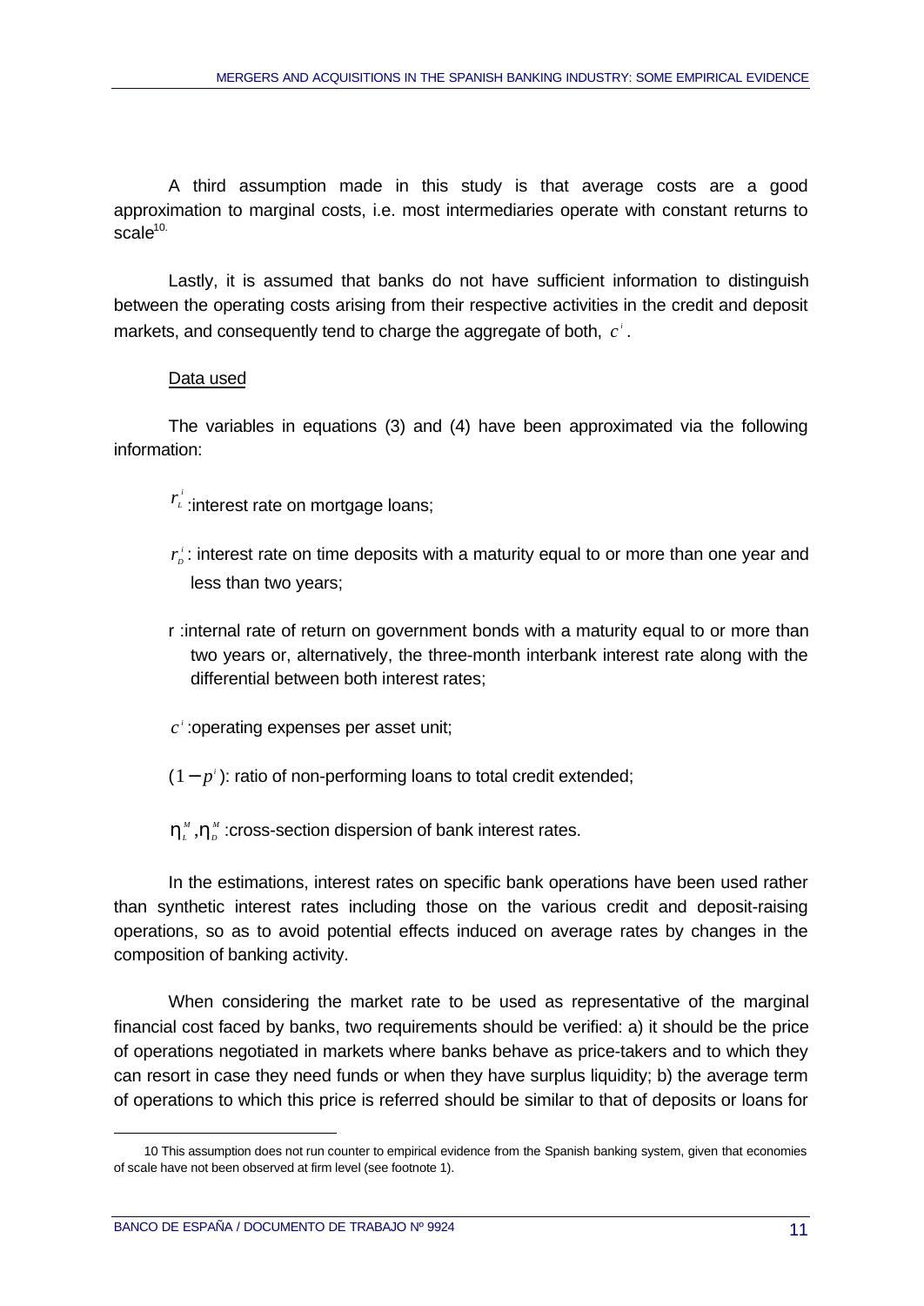A third assumption made in this study is that average costs are a good approximation to marginal costs, i.e. most intermediaries operate with constant returns to scale[10].

Lastly, it is assumed that banks do not have sufficient information to distinguish between the operating costs arising from their respective activities in the credit and deposit markets, and consequently tend to charge the aggregate of both, $c^i$.

Data used

The variables in equations (3) and (4) have been approximated via the following information:

- $r_L^i$ :interest rate on mortgage loans;
- $r_D^i$ : interest rate on time deposits with a maturity equal to or more than one year and less than two years;
- r :internal rate of return on government bonds with a maturity equal to or more than two years or, alternatively, the three-month interbank interest rate along with the differential between both interest rates;
- $c^i$ :operating expenses per asset unit;
- $(1-p^i)$: ratio of non-performing loans to total credit extended;
- $\eta_L^M, \eta_D^M$ :cross-section dispersion of bank interest rates.

In the estimations, interest rates on specific bank operations have been used rather than synthetic interest rates including those on the various credit and deposit-raising operations, so as to avoid potential effects induced on average rates by changes in the composition of banking activity.

When considering the market rate to be used as representative of the marginal financial cost faced by banks, two requirements should be verified: a) it should be the price of operations negotiated in markets where banks behave as price-takers and to which they can resort in case they need funds or when they have surplus liquidity; b) the average term of operations to which this price is referred should be similar to that of deposits or loans for

10 This assumption does not run counter to empirical evidence from the Spanish banking system, given that economies of scale have not been observed at firm level (see footnote 1).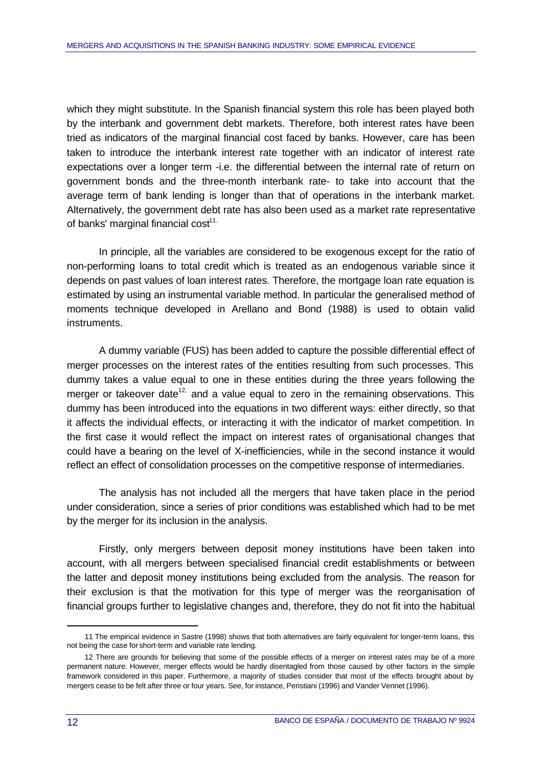which they might substitute. In the Spanish financial system this role has been played both by the interbank and government debt markets. Therefore, both interest rates have been tried as indicators of the marginal financial cost faced by banks. However, care has been taken to introduce the interbank interest rate together with an indicator of interest rate expectations over a longer term -i.e. the differential between the internal rate of return on government bonds and the three-month interbank rate- to take into account that the average term of bank lending is longer than that of operations in the interbank market. Alternatively, the government debt rate has also been used as a market rate representative of banks' marginal financial cost[11].

In principle, all the variables are considered to be exogenous except for the ratio of non-performing loans to total credit which is treated as an endogenous variable since it depends on past values of loan interest rates. Therefore, the mortgage loan rate equation is estimated by using an instrumental variable method. In particular the generalised method of moments technique developed in Arellano and Bond (1988) is used to obtain valid instruments.

A dummy variable (FUS) has been added to capture the possible differential effect of merger processes on the interest rates of the entities resulting from such processes. This dummy takes a value equal to one in these entities during the three years following the merger or takeover date[12], and a value equal to zero in the remaining observations. This dummy has been introduced into the equations in two different ways: either directly, so that it affects the individual effects, or interacting it with the indicator of market competition. In the first case it would reflect the impact on interest rates of organisational changes that could have a bearing on the level of X-inefficiencies, while in the second instance it would reflect an effect of consolidation processes on the competitive response of intermediaries.

The analysis has not included all the mergers that have taken place in the period under consideration, since a series of prior conditions was established which had to be met by the merger for its inclusion in the analysis.

Firstly, only mergers between deposit money institutions have been taken into account, with all mergers between specialised financial credit establishments or between the latter and deposit money institutions being excluded from the analysis. The reason for their exclusion is that the motivation for this type of merger was the reorganisation of financial groups further to legislative changes and, therefore, they do not fit into the habitual

---

11 The empirical evidence in Sastre (1998) shows that both alternatives are fairly equivalent for longer-term loans, this not being the case for short-term and variable rate lending.

12 There are grounds for believing that some of the possible effects of a merger on interest rates may be of a more permanent nature. However, merger effects would be hardly disentagled from those caused by other factors in the simple framework considered in this paper. Furthermore, a majority of studies consider that most of the effects brought about by mergers cease to be felt after three or four years. See, for instance, Peristiani (1996) and Vander Vennet (1996).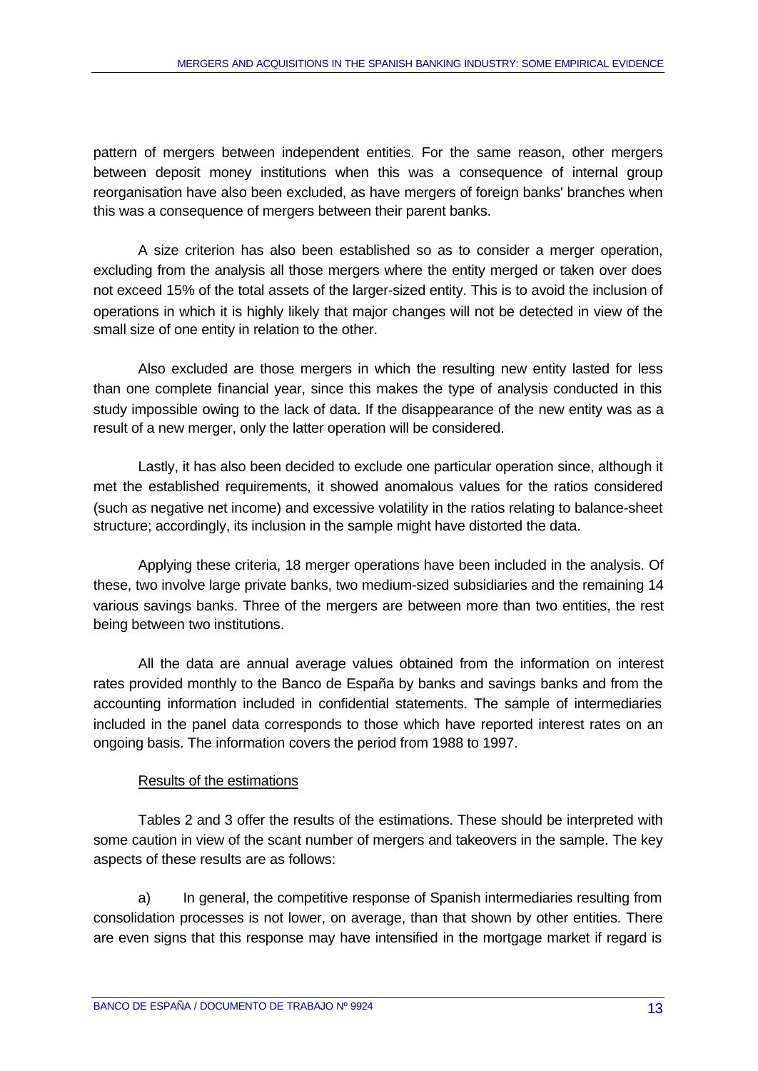pattern of mergers between independent entities. For the same reason, other mergers between deposit money institutions when this was a consequence of internal group reorganisation have also been excluded, as have mergers of foreign banks' branches when this was a consequence of mergers between their parent banks.

A size criterion has also been established so as to consider a merger operation, excluding from the analysis all those mergers where the entity merged or taken over does not exceed 15% of the total assets of the larger-sized entity. This is to avoid the inclusion of operations in which it is highly likely that major changes will not be detected in view of the small size of one entity in relation to the other.

Also excluded are those mergers in which the resulting new entity lasted for less than one complete financial year, since this makes the type of analysis conducted in this study impossible owing to the lack of data. If the disappearance of the new entity was as a result of a new merger, only the latter operation will be considered.

Lastly, it has also been decided to exclude one particular operation since, although it met the established requirements, it showed anomalous values for the ratios considered (such as negative net income) and excessive volatility in the ratios relating to balance-sheet structure; accordingly, its inclusion in the sample might have distorted the data.

Applying these criteria, 18 merger operations have been included in the analysis. Of these, two involve large private banks, two medium-sized subsidiaries and the remaining 14 various savings banks. Three of the mergers are between more than two entities, the rest being between two institutions.

All the data are annual average values obtained from the information on interest rates provided monthly to the Banco de España by banks and savings banks and from the accounting information included in confidential statements. The sample of intermediaries included in the panel data corresponds to those which have reported interest rates on an ongoing basis. The information covers the period from 1988 to 1997.

### Results of the estimations

Tables 2 and 3 offer the results of the estimations. These should be interpreted with some caution in view of the scant number of mergers and takeovers in the sample. The key aspects of these results are as follows:

a) In general, the competitive response of Spanish intermediaries resulting from consolidation processes is not lower, on average, than that shown by other entities. There are even signs that this response may have intensified in the mortgage market if regard is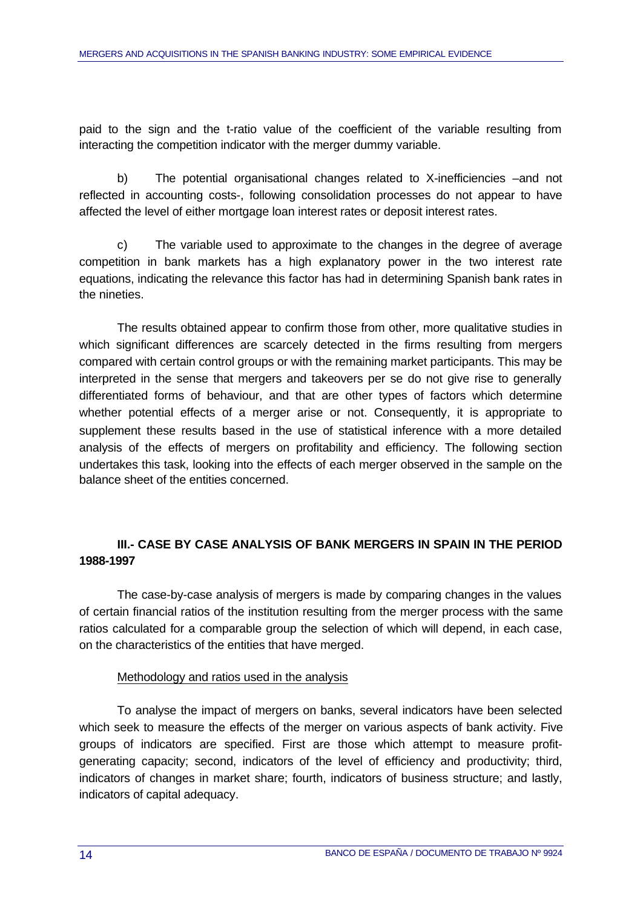paid to the sign and the t-ratio value of the coefficient of the variable resulting from interacting the competition indicator with the merger dummy variable.

b) The potential organisational changes related to X-inefficiencies –and not reflected in accounting costs-, following consolidation processes do not appear to have affected the level of either mortgage loan interest rates or deposit interest rates.

c) The variable used to approximate to the changes in the degree of average competition in bank markets has a high explanatory power in the two interest rate equations, indicating the relevance this factor has had in determining Spanish bank rates in the nineties.

The results obtained appear to confirm those from other, more qualitative studies in which significant differences are scarcely detected in the firms resulting from mergers compared with certain control groups or with the remaining market participants. This may be interpreted in the sense that mergers and takeovers per se do not give rise to generally differentiated forms of behaviour, and that are other types of factors which determine whether potential effects of a merger arise or not. Consequently, it is appropriate to supplement these results based in the use of statistical inference with a more detailed analysis of the effects of mergers on profitability and efficiency. The following section undertakes this task, looking into the effects of each merger observed in the sample on the balance sheet of the entities concerned.

## III.- CASE BY CASE ANALYSIS OF BANK MERGERS IN SPAIN IN THE PERIOD 1988-1997

The case-by-case analysis of mergers is made by comparing changes in the values of certain financial ratios of the institution resulting from the merger process with the same ratios calculated for a comparable group the selection of which will depend, in each case, on the characteristics of the entities that have merged.

### Methodology and ratios used in the analysis

To analyse the impact of mergers on banks, several indicators have been selected which seek to measure the effects of the merger on various aspects of bank activity. Five groups of indicators are specified. First are those which attempt to measure profit-generating capacity; second, indicators of the level of efficiency and productivity; third, indicators of changes in market share; fourth, indicators of business structure; and lastly, indicators of capital adequacy.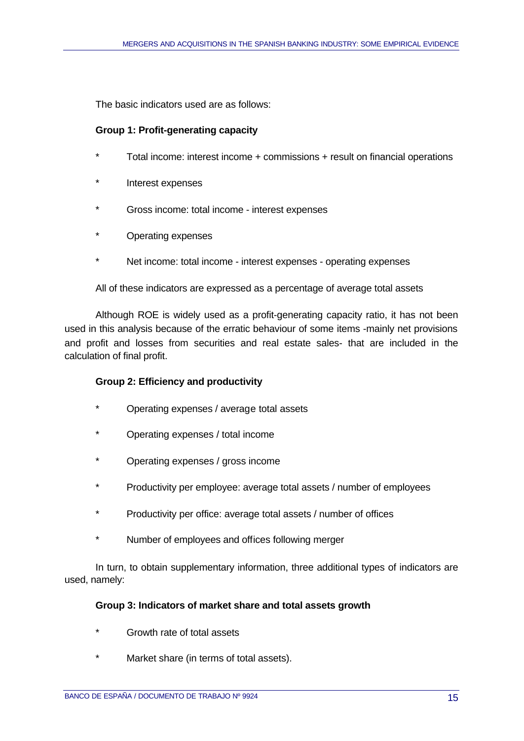The basic indicators used are as follows:

**Group 1: Profit-generating capacity**

- Total income: interest income + commissions + result on financial operations
- Interest expenses
- Gross income: total income - interest expenses
- Operating expenses
- Net income: total income - interest expenses - operating expenses

All of these indicators are expressed as a percentage of average total assets

Although ROE is widely used as a profit-generating capacity ratio, it has not been used in this analysis because of the erratic behaviour of some items -mainly net provisions and profit and losses from securities and real estate sales- that are included in the calculation of final profit.

**Group 2: Efficiency and productivity**

- Operating expenses / average total assets
- Operating expenses / total income
- Operating expenses / gross income
- Productivity per employee: average total assets / number of employees
- Productivity per office: average total assets / number of offices
- Number of employees and offices following merger

In turn, to obtain supplementary information, three additional types of indicators are used, namely:

**Group 3: Indicators of market share and total assets growth**

- Growth rate of total assets
- Market share (in terms of total assets).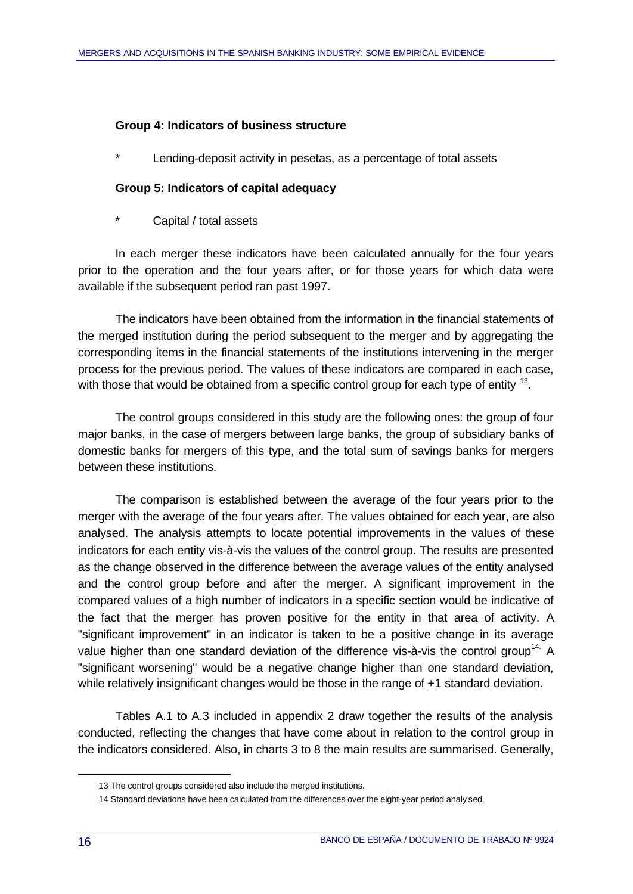**Group 4: Indicators of business structure**

* Lending-deposit activity in pesetas, as a percentage of total assets

**Group 5: Indicators of capital adequacy**

* Capital / total assets

In each merger these indicators have been calculated annually for the four years prior to the operation and the four years after, or for those years for which data were available if the subsequent period ran past 1997.

The indicators have been obtained from the information in the financial statements of the merged institution during the period subsequent to the merger and by aggregating the corresponding items in the financial statements of the institutions intervening in the merger process for the previous period. The values of these indicators are compared in each case, with those that would be obtained from a specific control group for each type of entity [13].

The control groups considered in this study are the following ones: the group of four major banks, in the case of mergers between large banks, the group of subsidiary banks of domestic banks for mergers of this type, and the total sum of savings banks for mergers between these institutions.

The comparison is established between the average of the four years prior to the merger with the average of the four years after. The values obtained for each year, are also analysed. The analysis attempts to locate potential improvements in the values of these indicators for each entity vis-à-vis the values of the control group. The results are presented as the change observed in the difference between the average values of the entity analysed and the control group before and after the merger. A significant improvement in the compared values of a high number of indicators in a specific section would be indicative of the fact that the merger has proven positive for the entity in that area of activity. A "significant improvement" in an indicator is taken to be a positive change in its average value higher than one standard deviation of the difference vis-à-vis the control group[14]. A "significant worsening" would be a negative change higher than one standard deviation, while relatively insignificant changes would be those in the range of $\pm$1 standard deviation.

Tables A.1 to A.3 included in appendix 2 draw together the results of the analysis conducted, reflecting the changes that have come about in relation to the control group in the indicators considered. Also, in charts 3 to 8 the main results are summarised. Generally,

13 The control groups considered also include the merged institutions.

14 Standard deviations have been calculated from the differences over the eight-year period analysed.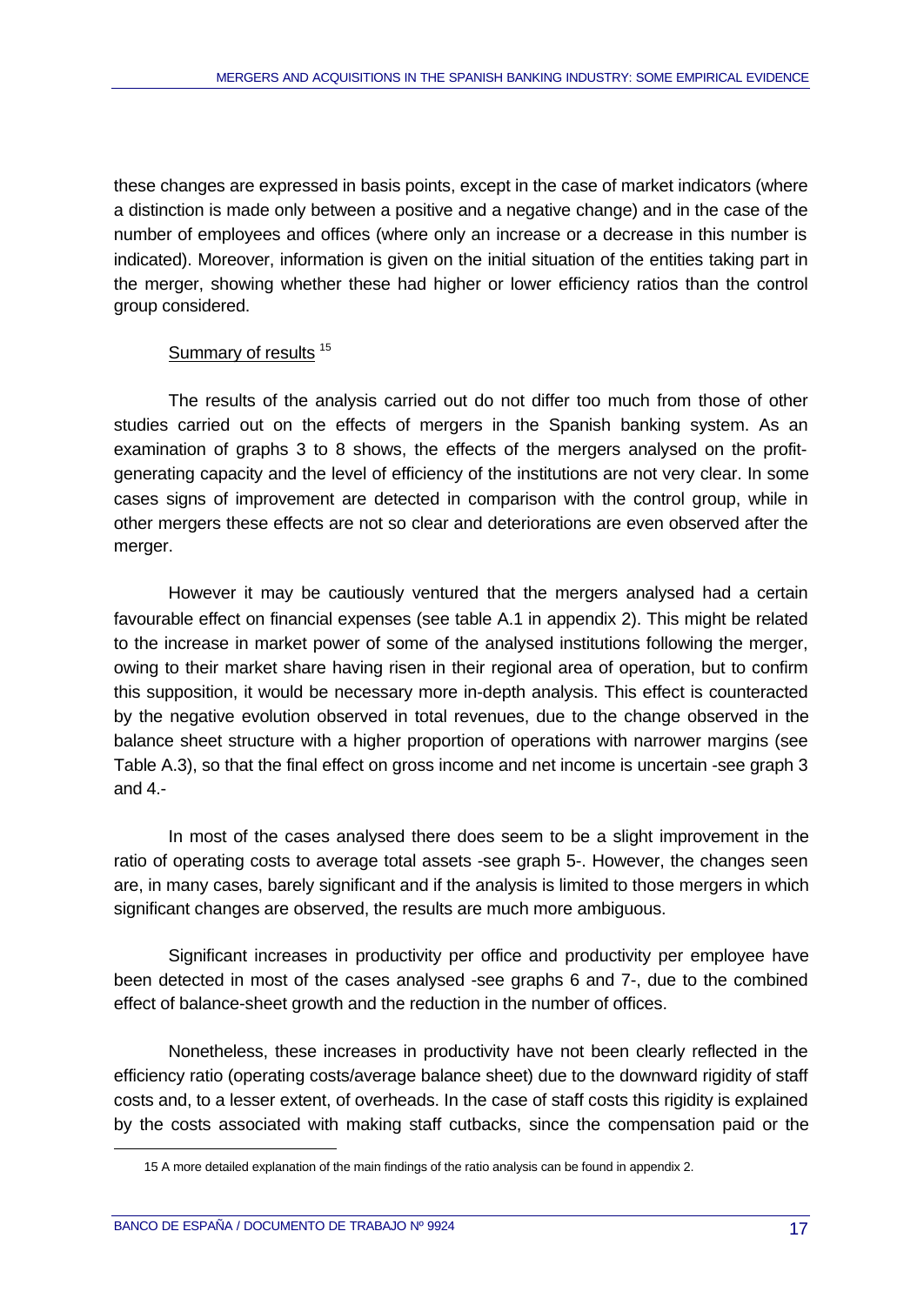these changes are expressed in basis points, except in the case of market indicators (where a distinction is made only between a positive and a negative change) and in the case of the number of employees and offices (where only an increase or a decrease in this number is indicated). Moreover, information is given on the initial situation of the entities taking part in the merger, showing whether these had higher or lower efficiency ratios than the control group considered.

Summary of results [15]

The results of the analysis carried out do not differ too much from those of other studies carried out on the effects of mergers in the Spanish banking system. As an examination of graphs 3 to 8 shows, the effects of the mergers analysed on the profit-generating capacity and the level of efficiency of the institutions are not very clear. In some cases signs of improvement are detected in comparison with the control group, while in other mergers these effects are not so clear and deteriorations are even observed after the merger.

However it may be cautiously ventured that the mergers analysed had a certain favourable effect on financial expenses (see table A.1 in appendix 2). This might be related to the increase in market power of some of the analysed institutions following the merger, owing to their market share having risen in their regional area of operation, but to confirm this supposition, it would be necessary more in-depth analysis. This effect is counteracted by the negative evolution observed in total revenues, due to the change observed in the balance sheet structure with a higher proportion of operations with narrower margins (see Table A.3), so that the final effect on gross income and net income is uncertain -see graph 3 and 4.-

In most of the cases analysed there does seem to be a slight improvement in the ratio of operating costs to average total assets -see graph 5-. However, the changes seen are, in many cases, barely significant and if the analysis is limited to those mergers in which significant changes are observed, the results are much more ambiguous.

Significant increases in productivity per office and productivity per employee have been detected in most of the cases analysed -see graphs 6 and 7-, due to the combined effect of balance-sheet growth and the reduction in the number of offices.

Nonetheless, these increases in productivity have not been clearly reflected in the efficiency ratio (operating costs/average balance sheet) due to the downward rigidity of staff costs and, to a lesser extent, of overheads. In the case of staff costs this rigidity is explained by the costs associated with making staff cutbacks, since the compensation paid or the

15 A more detailed explanation of the main findings of the ratio analysis can be found in appendix 2.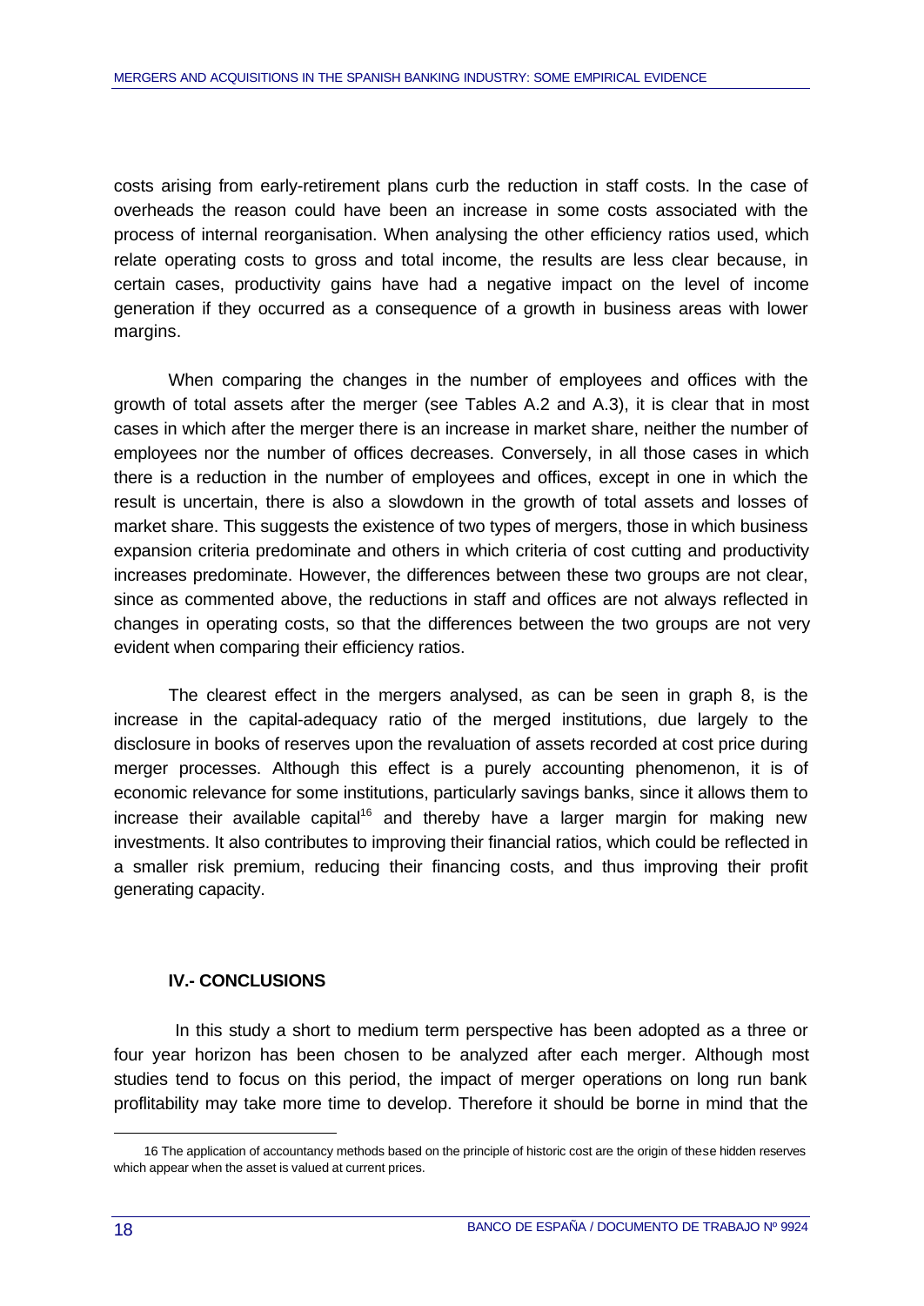costs arising from early-retirement plans curb the reduction in staff costs. In the case of overheads the reason could have been an increase in some costs associated with the process of internal reorganisation. When analysing the other efficiency ratios used, which relate operating costs to gross and total income, the results are less clear because, in certain cases, productivity gains have had a negative impact on the level of income generation if they occurred as a consequence of a growth in business areas with lower margins.

When comparing the changes in the number of employees and offices with the growth of total assets after the merger (see Tables A.2 and A.3), it is clear that in most cases in which after the merger there is an increase in market share, neither the number of employees nor the number of offices decreases. Conversely, in all those cases in which there is a reduction in the number of employees and offices, except in one in which the result is uncertain, there is also a slowdown in the growth of total assets and losses of market share. This suggests the existence of two types of mergers, those in which business expansion criteria predominate and others in which criteria of cost cutting and productivity increases predominate. However, the differences between these two groups are not clear, since as commented above, the reductions in staff and offices are not always reflected in changes in operating costs, so that the differences between the two groups are not very evident when comparing their efficiency ratios.

The clearest effect in the mergers analysed, as can be seen in graph 8, is the increase in the capital-adequacy ratio of the merged institutions, due largely to the disclosure in books of reserves upon the revaluation of assets recorded at cost price during merger processes. Although this effect is a purely accounting phenomenon, it is of economic relevance for some institutions, particularly savings banks, since it allows them to increase their available capital[16] and thereby have a larger margin for making new investments. It also contributes to improving their financial ratios, which could be reflected in a smaller risk premium, reducing their financing costs, and thus improving their profit generating capacity.

## IV.- CONCLUSIONS

In this study a short to medium term perspective has been adopted as a three or four year horizon has been chosen to be analyzed after each merger. Although most studies tend to focus on this period, the impact of merger operations on long run bank profitability may take more time to develop. Therefore it should be borne in mind that the

16 The application of accountancy methods based on the principle of historic cost are the origin of these hidden reserves which appear when the asset is valued at current prices.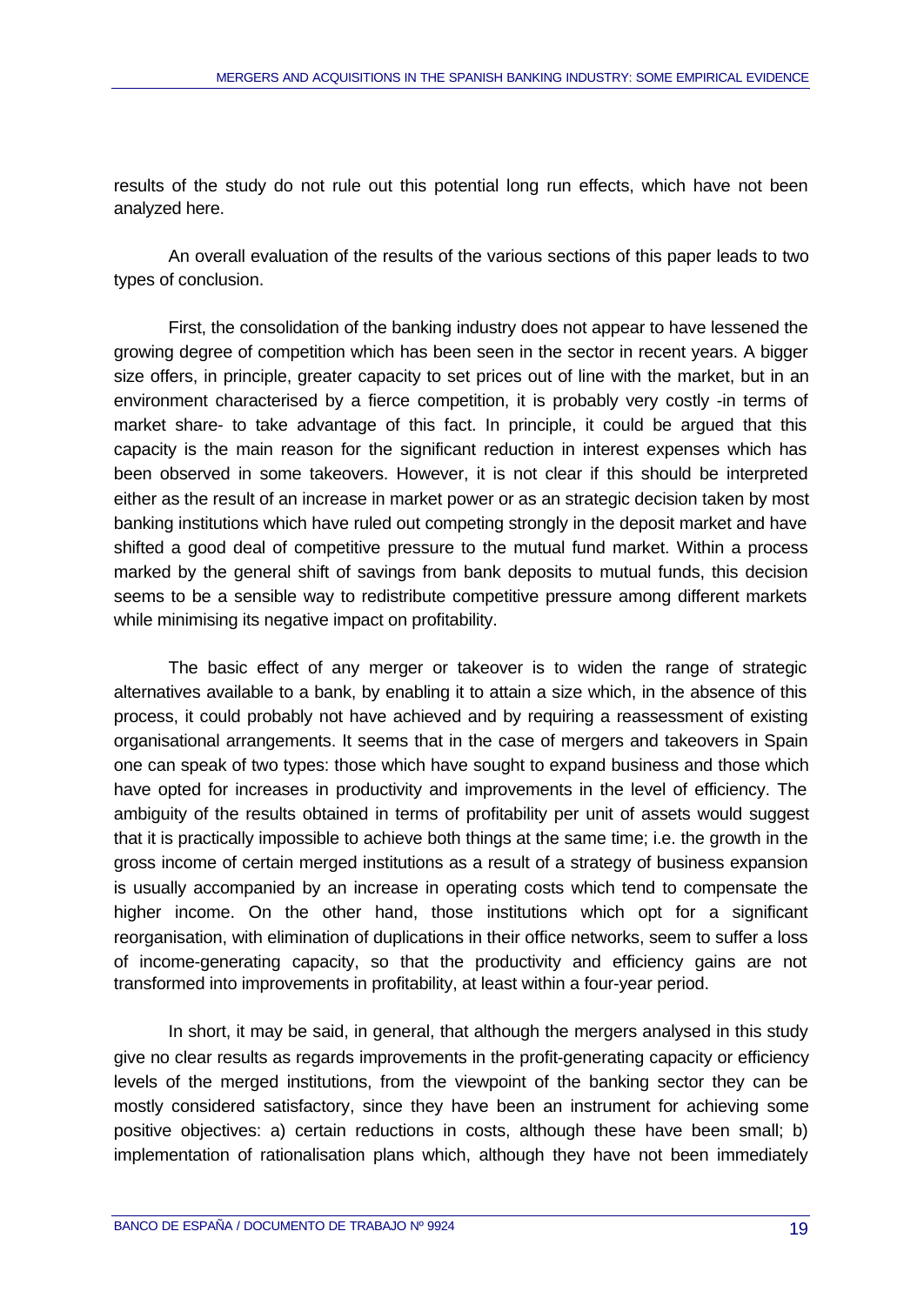results of the study do not rule out this potential long run effects, which have not been analyzed here.

An overall evaluation of the results of the various sections of this paper leads to two types of conclusion.

First, the consolidation of the banking industry does not appear to have lessened the growing degree of competition which has been seen in the sector in recent years. A bigger size offers, in principle, greater capacity to set prices out of line with the market, but in an environment characterised by a fierce competition, it is probably very costly -in terms of market share- to take advantage of this fact. In principle, it could be argued that this capacity is the main reason for the significant reduction in interest expenses which has been observed in some takeovers. However, it is not clear if this should be interpreted either as the result of an increase in market power or as an strategic decision taken by most banking institutions which have ruled out competing strongly in the deposit market and have shifted a good deal of competitive pressure to the mutual fund market. Within a process marked by the general shift of savings from bank deposits to mutual funds, this decision seems to be a sensible way to redistribute competitive pressure among different markets while minimising its negative impact on profitability.

The basic effect of any merger or takeover is to widen the range of strategic alternatives available to a bank, by enabling it to attain a size which, in the absence of this process, it could probably not have achieved and by requiring a reassessment of existing organisational arrangements. It seems that in the case of mergers and takeovers in Spain one can speak of two types: those which have sought to expand business and those which have opted for increases in productivity and improvements in the level of efficiency. The ambiguity of the results obtained in terms of profitability per unit of assets would suggest that it is practically impossible to achieve both things at the same time; i.e. the growth in the gross income of certain merged institutions as a result of a strategy of business expansion is usually accompanied by an increase in operating costs which tend to compensate the higher income. On the other hand, those institutions which opt for a significant reorganisation, with elimination of duplications in their office networks, seem to suffer a loss of income-generating capacity, so that the productivity and efficiency gains are not transformed into improvements in profitability, at least within a four-year period.

In short, it may be said, in general, that although the mergers analysed in this study give no clear results as regards improvements in the profit-generating capacity or efficiency levels of the merged institutions, from the viewpoint of the banking sector they can be mostly considered satisfactory, since they have been an instrument for achieving some positive objectives: a) certain reductions in costs, although these have been small; b) implementation of rationalisation plans which, although they have not been immediately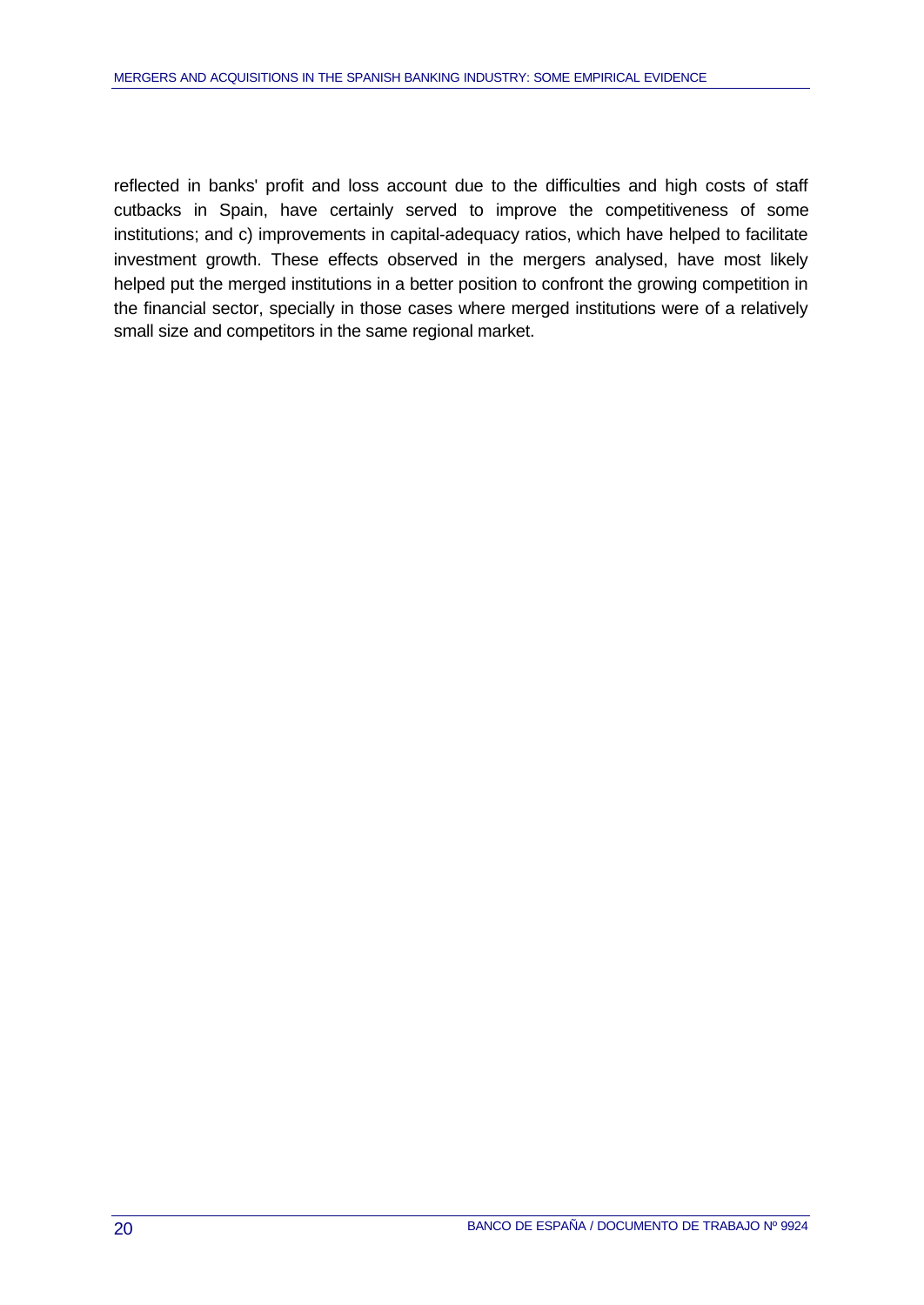reflected in banks' profit and loss account due to the difficulties and high costs of staff cutbacks in Spain, have certainly served to improve the competitiveness of some institutions; and c) improvements in capital-adequacy ratios, which have helped to facilitate investment growth. These effects observed in the mergers analysed, have most likely helped put the merged institutions in a better position to confront the growing competition in the financial sector, specially in those cases where merged institutions were of a relatively small size and competitors in the same regional market.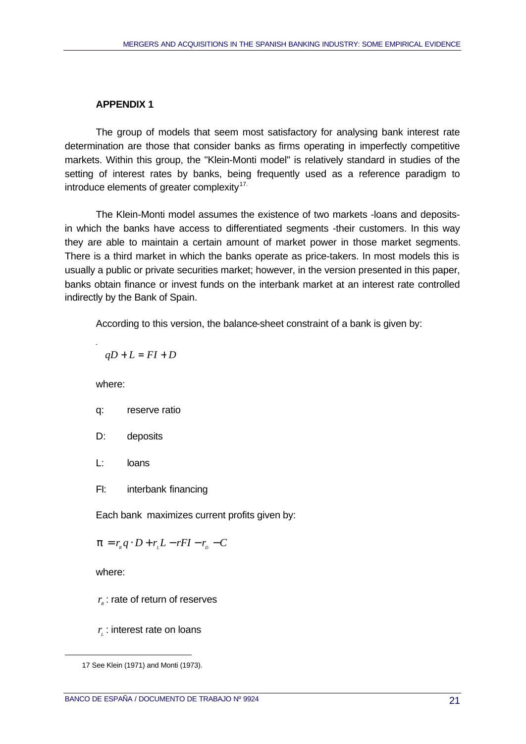## APPENDIX 1

The group of models that seem most satisfactory for analysing bank interest rate determination are those that consider banks as firms operating in imperfectly competitive markets. Within this group, the "Klein-Monti model" is relatively standard in studies of the setting of interest rates by banks, being frequently used as a reference paradigm to introduce elements of greater complexity[17].

The Klein-Monti model assumes the existence of two markets -loans and deposits- in which the banks have access to differentiated segments -their customers. In this way they are able to maintain a certain amount of market power in those market segments. There is a third market in which the banks operate as price-takers. In most models this is usually a public or private securities market; however, in the version presented in this paper, banks obtain finance or invest funds on the interbank market at an interest rate controlled indirectly by the Bank of Spain.

According to this version, the balance-sheet constraint of a bank is given by:

$$qD + L = FI + D$$

where:

q: reserve ratio

D: deposits

L: loans

FI: interbank financing

Each bank maximizes current profits given by:

$$\pi = r_R q \cdot D + r_L L - rFI - r_D - C$$

where:

$r_R$: rate of return of reserves

$r_L$: interest rate on loans

17 See Klein (1971) and Monti (1973).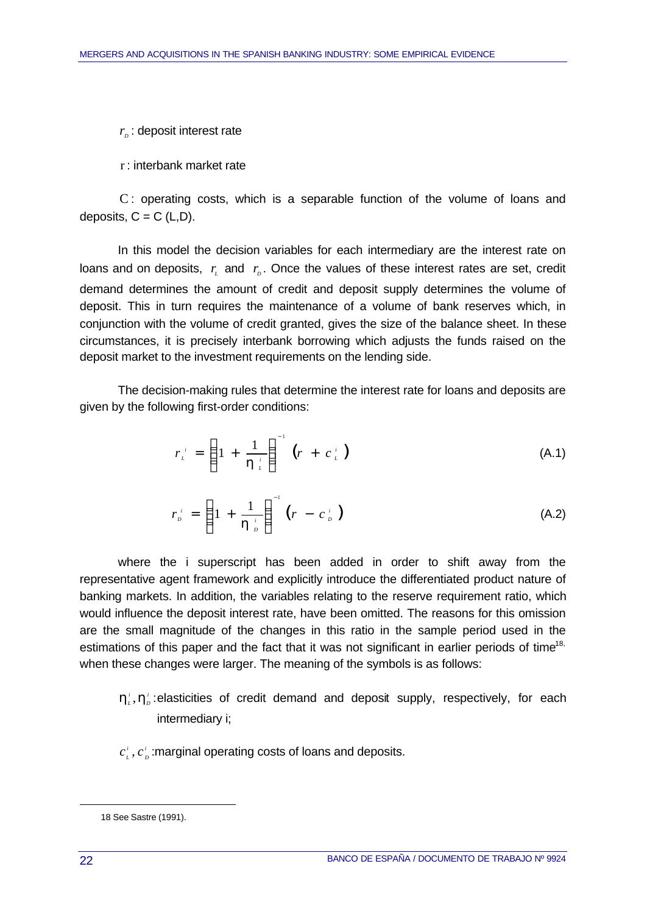$r_D$ : deposit interest rate

r : interbank market rate

C : operating costs, which is a separable function of the volume of loans and deposits, C = C (L,D).

In this model the decision variables for each intermediary are the interest rate on loans and on deposits, $r_L$ and $r_D$. Once the values of these interest rates are set, credit demand determines the amount of credit and deposit supply determines the volume of deposit. This in turn requires the maintenance of a volume of bank reserves which, in conjunction with the volume of credit granted, gives the size of the balance sheet. In these circumstances, it is precisely interbank borrowing which adjusts the funds raised on the deposit market to the investment requirements on the lending side.

The decision-making rules that determine the interest rate for loans and deposits are given by the following first-order conditions:

$$r_L^i = \left(1 + \frac{1}{\eta_L^i}\right)^{-1} \left(r + c_L^i\right) \tag{A.1}$$

$$r_D^i = \left(1 + \frac{1}{\eta_D^i}\right)^{-1} \left(r - c_D^i\right) \tag{A.2}$$

where the i superscript has been added in order to shift away from the representative agent framework and explicitly introduce the differentiated product nature of banking markets. In addition, the variables relating to the reserve requirement ratio, which would influence the deposit interest rate, have been omitted. The reasons for this omission are the small magnitude of the changes in this ratio in the sample period used in the estimations of this paper and the fact that it was not significant in earlier periods of time[18], when these changes were larger. The meaning of the symbols is as follows:

- $\eta_L^i, \eta_D^i$ :elasticities of credit demand and deposit supply, respectively, for each intermediary i;
- $c_L^i, c_D^i$ :marginal operating costs of loans and deposits.

18 See Sastre (1991).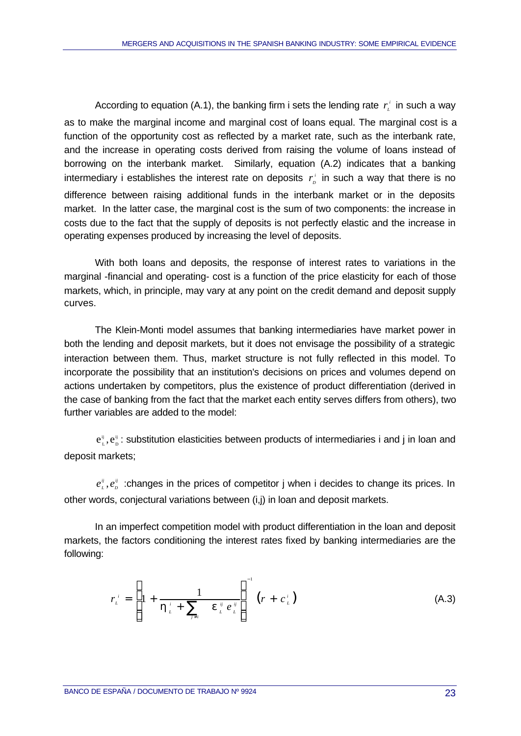According to equation (A.1), the banking firm i sets the lending rate $r_L^i$ in such a way as to make the marginal income and marginal cost of loans equal. The marginal cost is a function of the opportunity cost as reflected by a market rate, such as the interbank rate, and the increase in operating costs derived from raising the volume of loans instead of borrowing on the interbank market. Similarly, equation (A.2) indicates that a banking intermediary i establishes the interest rate on deposits $r_D^i$ in such a way that there is no difference between raising additional funds in the interbank market or in the deposits market. In the latter case, the marginal cost is the sum of two components: the increase in costs due to the fact that the supply of deposits is not perfectly elastic and the increase in operating expenses produced by increasing the level of deposits.

With both loans and deposits, the response of interest rates to variations in the marginal -financial and operating- cost is a function of the price elasticity for each of those markets, which, in principle, may vary at any point on the credit demand and deposit supply curves.

The Klein-Monti model assumes that banking intermediaries have market power in both the lending and deposit markets, but it does not envisage the possibility of a strategic interaction between them. Thus, market structure is not fully reflected in this model. To incorporate the possibility that an institution's decisions on prices and volumes depend on actions undertaken by competitors, plus the existence of product differentiation (derived in the case of banking from the fact that the market each entity serves differs from others), two further variables are added to the model:

$\varepsilon_L^{ij}, \varepsilon_D^{ij}$: substitution elasticities between products of intermediaries i and j in loan and deposit markets;

$e_L^{ij}, e_D^{ij}$ :changes in the prices of competitor j when i decides to change its prices. In other words, conjectural variations between (i,j) in loan and deposit markets.

In an imperfect competition model with product differentiation in the loan and deposit markets, the factors conditioning the interest rates fixed by banking intermediaries are the following:

$$r_L^i = \left[1 + \frac{1}{\eta_L^i + \sum_{j \neq i} \varepsilon_L^{ij} e_L^{ij}}\right]^{-1} \left(r + c_L^i\right) \tag{A.3}$$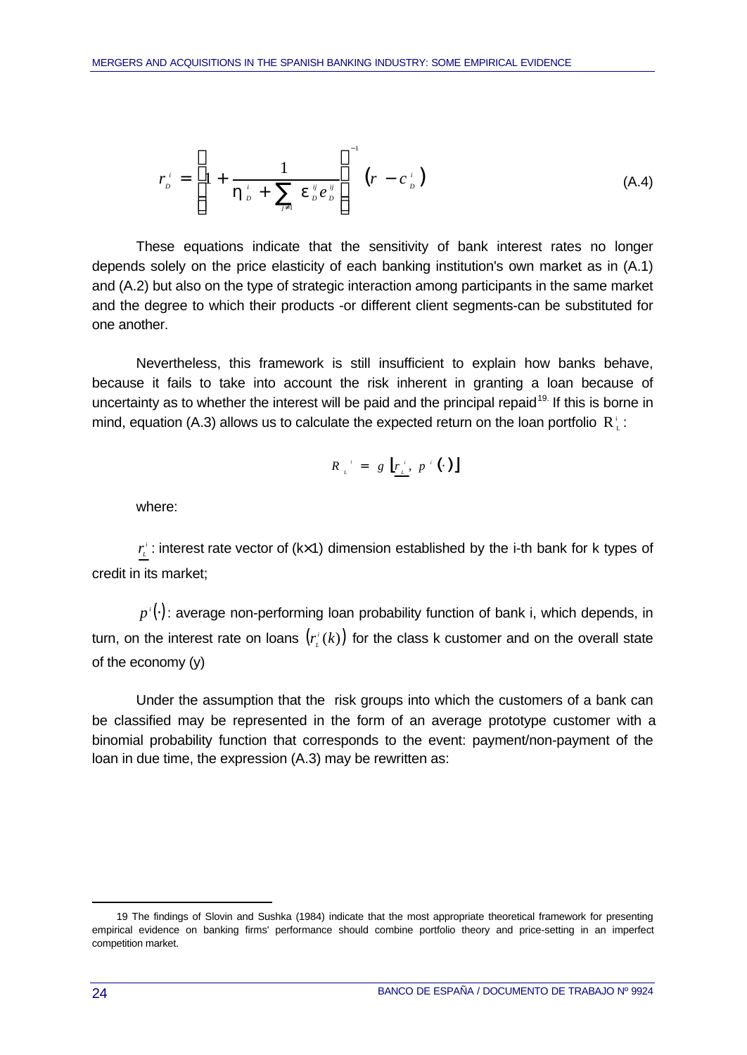$$r_D^i = \left[1 + \frac{1}{\eta_D^i + \sum_{j \neq 1} \varepsilon_D^{ij} e_D^{ij}}\right]^{-1} \left(r - c_D^i\right) \tag{A.4}$$

These equations indicate that the sensitivity of bank interest rates no longer depends solely on the price elasticity of each banking institution's own market as in (A.1) and (A.2) but also on the type of strategic interaction among participants in the same market and the degree to which their products -or different client segments-can be substituted for one another.

Nevertheless, this framework is still insufficient to explain how banks behave, because it fails to take into account the risk inherent in granting a loan because of uncertainty as to whether the interest will be paid and the principal repaid[19]. If this is borne in mind, equation (A.3) allows us to calculate the expected return on the loan portfolio $R_L^i$:

$$R_L^i = g\left[\underline{r_L^i},\ p^i(\cdot)\right]$$

where:

$\underline{r_L^i}$ : interest rate vector of (k×1) dimension established by the i-th bank for k types of credit in its market;

$p^i(\cdot)$: average non-performing loan probability function of bank i, which depends, in turn, on the interest rate on loans $\left(r_L^i(k)\right)$ for the class k customer and on the overall state of the economy (y)

Under the assumption that the risk groups into which the customers of a bank can be classified may be represented in the form of an average prototype customer with a binomial probability function that corresponds to the event: payment/non-payment of the loan in due time, the expression (A.3) may be rewritten as:

19 The findings of Slovin and Sushka (1984) indicate that the most appropriate theoretical framework for presenting empirical evidence on banking firms' performance should combine portfolio theory and price-setting in an imperfect competition market.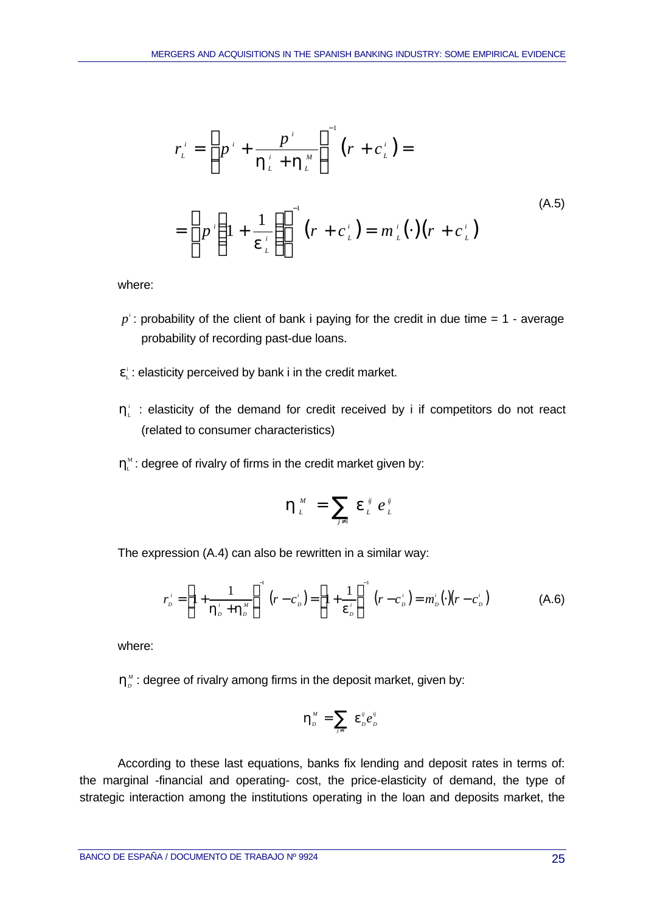$$r_L^i = \left[p^i + \frac{p^i}{\eta_L^i + \eta_L^M}\right]^{-1} \left(r + c_L^i\right) =$$

$$= \left[p^i \left(1 + \frac{1}{\varepsilon_L^i}\right)\right]^{-1} \left(r + c_L^i\right) = m_L^i(\cdot)\left(r + c_L^i\right) \tag{A.5}$$

where:

$p^i$: probability of the client of bank i paying for the credit in due time = 1 - average probability of recording past-due loans.

$\varepsilon_L^i$: elasticity perceived by bank i in the credit market.

$\eta_L^i$ : elasticity of the demand for credit received by i if competitors do not react (related to consumer characteristics)

$\eta_L^M$: degree of rivalry of firms in the credit market given by:

$$\eta_L^M = \sum_{j \neq i} \varepsilon_L^{ij} e_L^{ij}$$

The expression (A.4) can also be rewritten in a similar way:

$$r_D^i = \left[1 + \frac{1}{\eta_D^i + \eta_D^M}\right]^{-1} \left(r - c_D^i\right) = \left[1 + \frac{1}{\varepsilon_D^i}\right]^{-1} \left(r - c_D^i\right) = m_D^i(\cdot)\left(r - c_D^i\right) \tag{A.6}$$

where:

$\eta_D^M$ : degree of rivalry among firms in the deposit market, given by:

$$\eta_D^M = \sum_{j \neq i} \varepsilon_D^{ij} e_D^{ij}$$

According to these last equations, banks fix lending and deposit rates in terms of: the marginal -financial and operating- cost, the price-elasticity of demand, the type of strategic interaction among the institutions operating in the loan and deposits market, the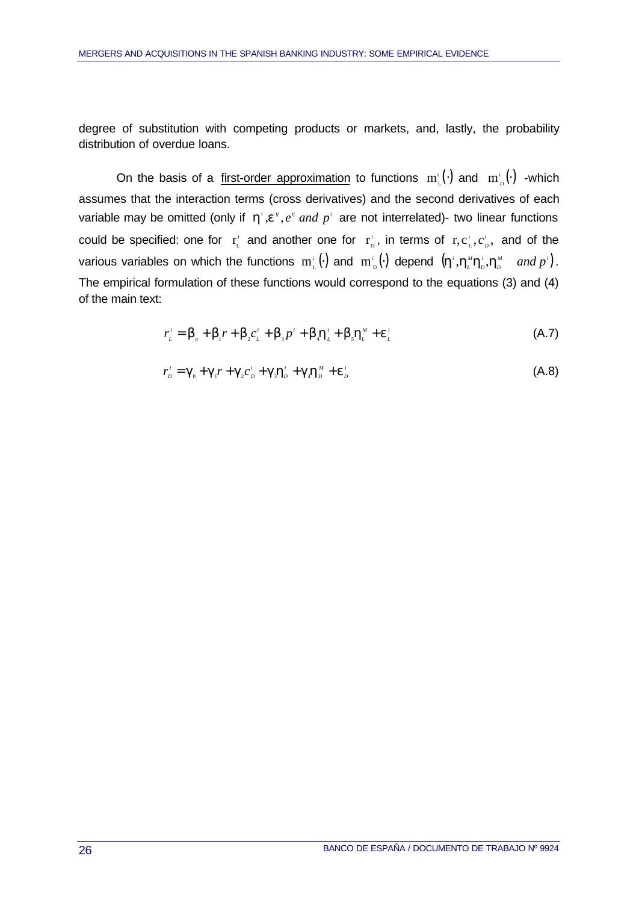degree of substitution with competing products or markets, and, lastly, the probability distribution of overdue loans.

On the basis of a first-order approximation to functions $m^i_L(\cdot)$ and $m^i_D(\cdot)$ -which assumes that the interaction terms (cross derivatives) and the second derivatives of each variable may be omitted (only if $\eta^i, \varepsilon^{ij}, e^{ij}$ *and* $p^i$ are not interrelated)- two linear functions could be specified: one for $r^i_L$ and another one for $r^i_D$, in terms of $r, c^i_L, c^i_D$, and of the various variables on which the functions $m^i_L(\cdot)$ and $m^i_D(\cdot)$ depend $\left(\eta^i, \eta^M_L \eta^i_D, \eta^M_D \quad and\, p^i\right)$. The empirical formulation of these functions would correspond to the equations (3) and (4) of the main text:

$$r^i_L = \beta_o + \beta_1 r + \beta_2 c^i_L + \beta_3 p^i + \beta_4 \eta^i_L + \beta_5 \eta^M_L + \varepsilon^i_L \tag{A.7}$$

$$r^i_D = \gamma_0 + \gamma_1 r + \gamma_2 c^i_D + \gamma_3 \eta^i_D + \gamma_4 \eta^M_D + \varepsilon^i_D \tag{A.8}$$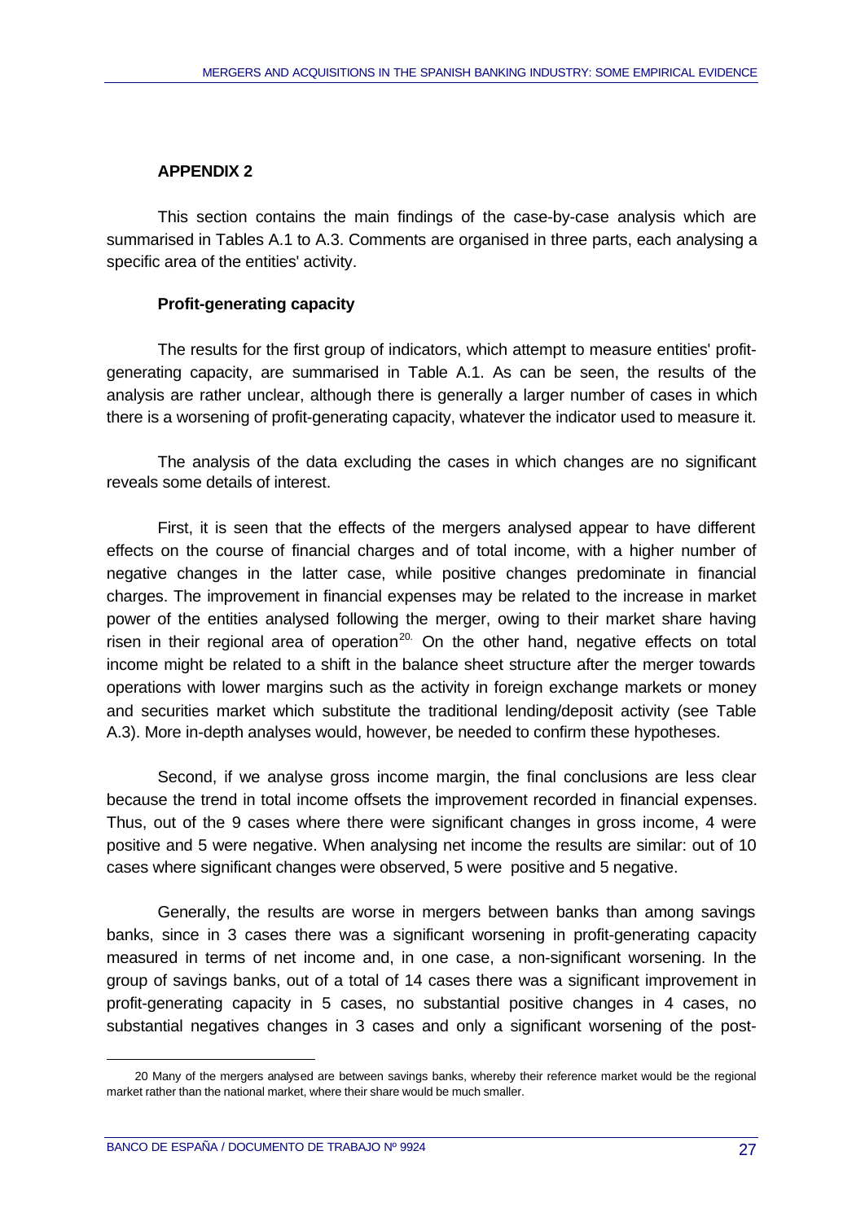## APPENDIX 2

This section contains the main findings of the case-by-case analysis which are summarised in Tables A.1 to A.3. Comments are organised in three parts, each analysing a specific area of the entities' activity.

### Profit-generating capacity

The results for the first group of indicators, which attempt to measure entities' profit-generating capacity, are summarised in Table A.1. As can be seen, the results of the analysis are rather unclear, although there is generally a larger number of cases in which there is a worsening of profit-generating capacity, whatever the indicator used to measure it.

The analysis of the data excluding the cases in which changes are no significant reveals some details of interest.

First, it is seen that the effects of the mergers analysed appear to have different effects on the course of financial charges and of total income, with a higher number of negative changes in the latter case, while positive changes predominate in financial charges. The improvement in financial expenses may be related to the increase in market power of the entities analysed following the merger, owing to their market share having risen in their regional area of operation[20]. On the other hand, negative effects on total income might be related to a shift in the balance sheet structure after the merger towards operations with lower margins such as the activity in foreign exchange markets or money and securities market which substitute the traditional lending/deposit activity (see Table A.3). More in-depth analyses would, however, be needed to confirm these hypotheses.

Second, if we analyse gross income margin, the final conclusions are less clear because the trend in total income offsets the improvement recorded in financial expenses. Thus, out of the 9 cases where there were significant changes in gross income, 4 were positive and 5 were negative. When analysing net income the results are similar: out of 10 cases where significant changes were observed, 5 were positive and 5 negative.

Generally, the results are worse in mergers between banks than among savings banks, since in 3 cases there was a significant worsening in profit-generating capacity measured in terms of net income and, in one case, a non-significant worsening. In the group of savings banks, out of a total of 14 cases there was a significant improvement in profit-generating capacity in 5 cases, no substantial positive changes in 4 cases, no substantial negatives changes in 3 cases and only a significant worsening of the post-

20 Many of the mergers analysed are between savings banks, whereby their reference market would be the regional market rather than the national market, where their share would be much smaller.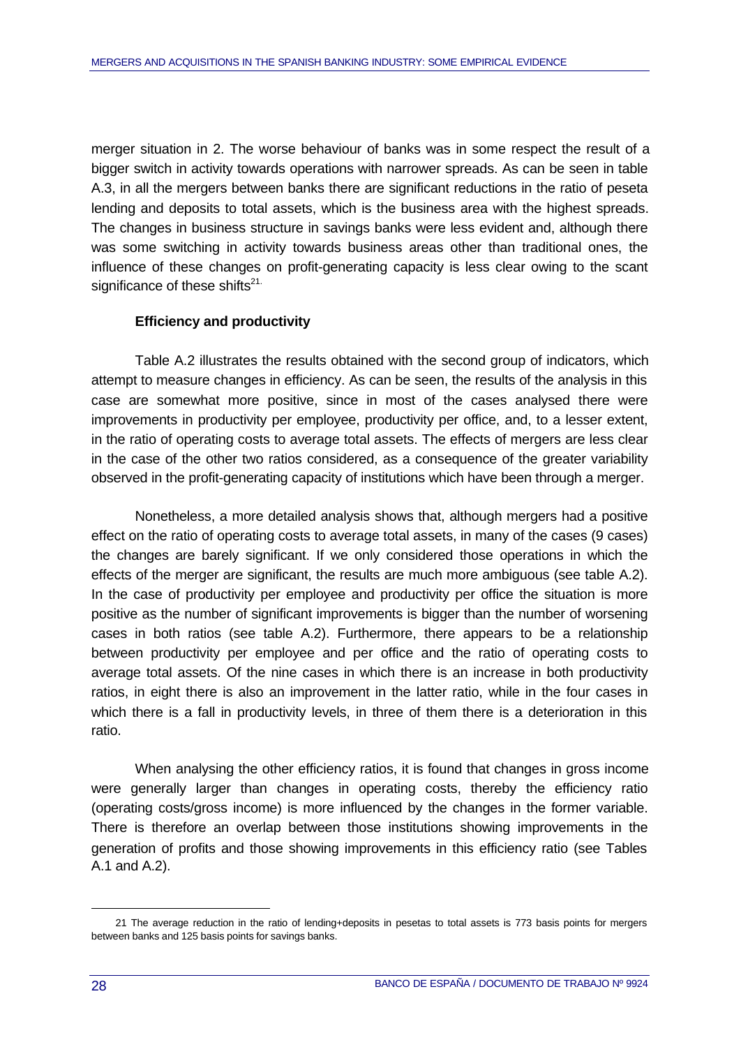merger situation in 2. The worse behaviour of banks was in some respect the result of a bigger switch in activity towards operations with narrower spreads. As can be seen in table A.3, in all the mergers between banks there are significant reductions in the ratio of peseta lending and deposits to total assets, which is the business area with the highest spreads. The changes in business structure in savings banks were less evident and, although there was some switching in activity towards business areas other than traditional ones, the influence of these changes on profit-generating capacity is less clear owing to the scant significance of these shifts[21].

### Efficiency and productivity

Table A.2 illustrates the results obtained with the second group of indicators, which attempt to measure changes in efficiency. As can be seen, the results of the analysis in this case are somewhat more positive, since in most of the cases analysed there were improvements in productivity per employee, productivity per office, and, to a lesser extent, in the ratio of operating costs to average total assets. The effects of mergers are less clear in the case of the other two ratios considered, as a consequence of the greater variability observed in the profit-generating capacity of institutions which have been through a merger.

Nonetheless, a more detailed analysis shows that, although mergers had a positive effect on the ratio of operating costs to average total assets, in many of the cases (9 cases) the changes are barely significant. If we only considered those operations in which the effects of the merger are significant, the results are much more ambiguous (see table A.2). In the case of productivity per employee and productivity per office the situation is more positive as the number of significant improvements is bigger than the number of worsening cases in both ratios (see table A.2). Furthermore, there appears to be a relationship between productivity per employee and per office and the ratio of operating costs to average total assets. Of the nine cases in which there is an increase in both productivity ratios, in eight there is also an improvement in the latter ratio, while in the four cases in which there is a fall in productivity levels, in three of them there is a deterioration in this ratio.

When analysing the other efficiency ratios, it is found that changes in gross income were generally larger than changes in operating costs, thereby the efficiency ratio (operating costs/gross income) is more influenced by the changes in the former variable. There is therefore an overlap between those institutions showing improvements in the generation of profits and those showing improvements in this efficiency ratio (see Tables A.1 and A.2).

---

[21] The average reduction in the ratio of lending+deposits in pesetas to total assets is 773 basis points for mergers between banks and 125 basis points for savings banks.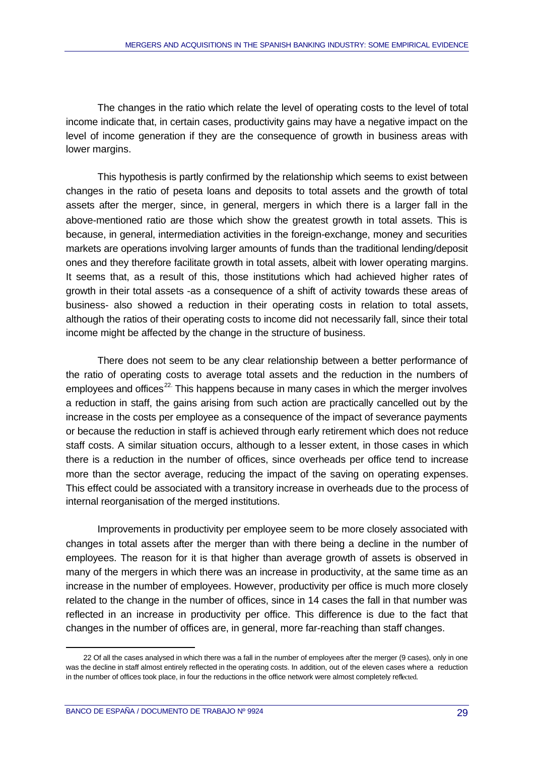The changes in the ratio which relate the level of operating costs to the level of total income indicate that, in certain cases, productivity gains may have a negative impact on the level of income generation if they are the consequence of growth in business areas with lower margins.

This hypothesis is partly confirmed by the relationship which seems to exist between changes in the ratio of peseta loans and deposits to total assets and the growth of total assets after the merger, since, in general, mergers in which there is a larger fall in the above-mentioned ratio are those which show the greatest growth in total assets. This is because, in general, intermediation activities in the foreign-exchange, money and securities markets are operations involving larger amounts of funds than the traditional lending/deposit ones and they therefore facilitate growth in total assets, albeit with lower operating margins. It seems that, as a result of this, those institutions which had achieved higher rates of growth in their total assets -as a consequence of a shift of activity towards these areas of business- also showed a reduction in their operating costs in relation to total assets, although the ratios of their operating costs to income did not necessarily fall, since their total income might be affected by the change in the structure of business.

There does not seem to be any clear relationship between a better performance of the ratio of operating costs to average total assets and the reduction in the numbers of employees and offices[22]. This happens because in many cases in which the merger involves a reduction in staff, the gains arising from such action are practically cancelled out by the increase in the costs per employee as a consequence of the impact of severance payments or because the reduction in staff is achieved through early retirement which does not reduce staff costs. A similar situation occurs, although to a lesser extent, in those cases in which there is a reduction in the number of offices, since overheads per office tend to increase more than the sector average, reducing the impact of the saving on operating expenses. This effect could be associated with a transitory increase in overheads due to the process of internal reorganisation of the merged institutions.

Improvements in productivity per employee seem to be more closely associated with changes in total assets after the merger than with there being a decline in the number of employees. The reason for it is that higher than average growth of assets is observed in many of the mergers in which there was an increase in productivity, at the same time as an increase in the number of employees. However, productivity per office is much more closely related to the change in the number of offices, since in 14 cases the fall in that number was reflected in an increase in productivity per office. This difference is due to the fact that changes in the number of offices are, in general, more far-reaching than staff changes.

---

22 Of all the cases analysed in which there was a fall in the number of employees after the merger (9 cases), only in one was the decline in staff almost entirely reflected in the operating costs. In addition, out of the eleven cases where a reduction in the number of offices took place, in four the reductions in the office network were almost completely reflected.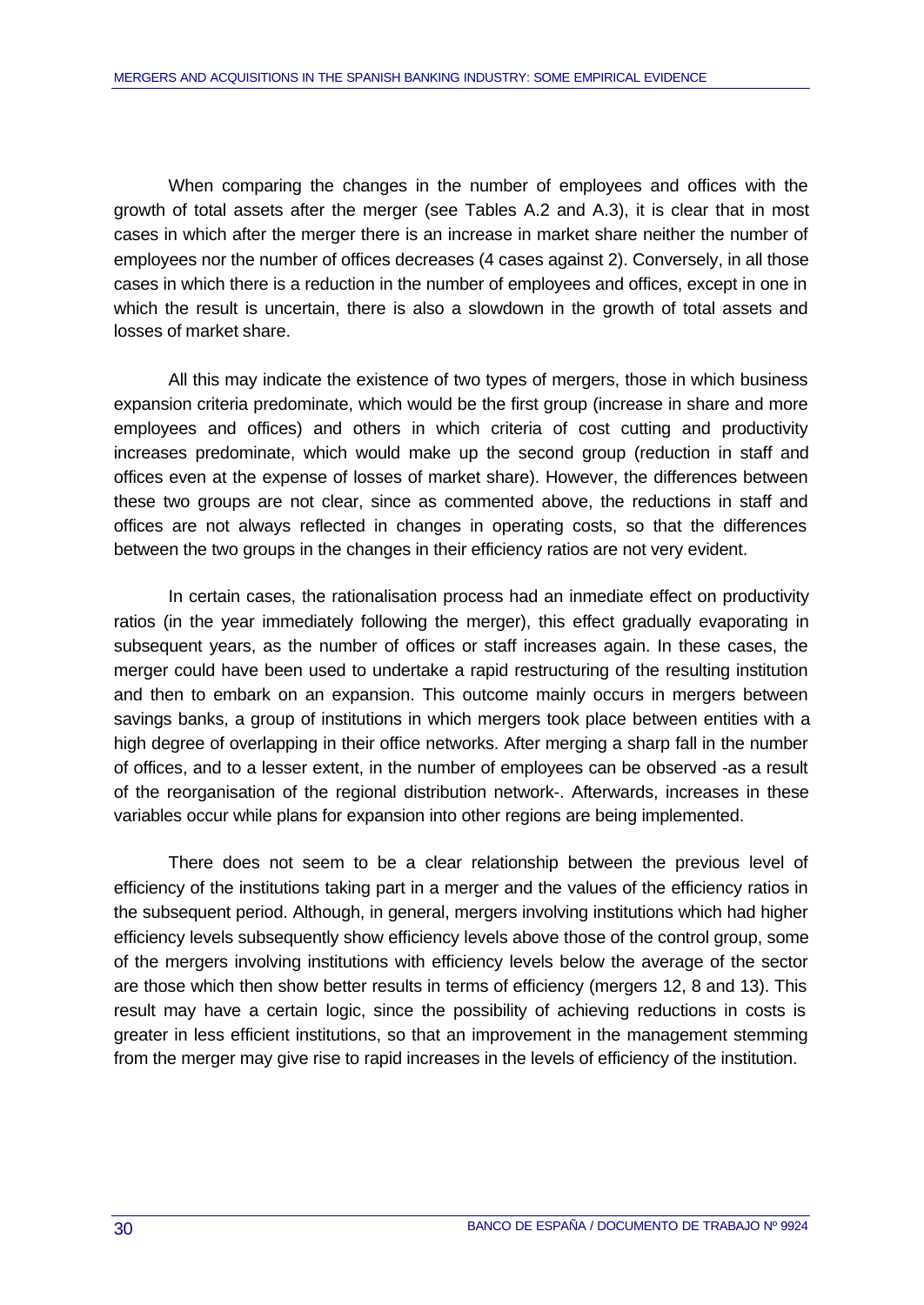When comparing the changes in the number of employees and offices with the growth of total assets after the merger (see Tables A.2 and A.3), it is clear that in most cases in which after the merger there is an increase in market share neither the number of employees nor the number of offices decreases (4 cases against 2). Conversely, in all those cases in which there is a reduction in the number of employees and offices, except in one in which the result is uncertain, there is also a slowdown in the growth of total assets and losses of market share.

All this may indicate the existence of two types of mergers, those in which business expansion criteria predominate, which would be the first group (increase in share and more employees and offices) and others in which criteria of cost cutting and productivity increases predominate, which would make up the second group (reduction in staff and offices even at the expense of losses of market share). However, the differences between these two groups are not clear, since as commented above, the reductions in staff and offices are not always reflected in changes in operating costs, so that the differences between the two groups in the changes in their efficiency ratios are not very evident.

In certain cases, the rationalisation process had an inmediate effect on productivity ratios (in the year immediately following the merger), this effect gradually evaporating in subsequent years, as the number of offices or staff increases again. In these cases, the merger could have been used to undertake a rapid restructuring of the resulting institution and then to embark on an expansion. This outcome mainly occurs in mergers between savings banks, a group of institutions in which mergers took place between entities with a high degree of overlapping in their office networks. After merging a sharp fall in the number of offices, and to a lesser extent, in the number of employees can be observed -as a result of the reorganisation of the regional distribution network-. Afterwards, increases in these variables occur while plans for expansion into other regions are being implemented.

There does not seem to be a clear relationship between the previous level of efficiency of the institutions taking part in a merger and the values of the efficiency ratios in the subsequent period. Although, in general, mergers involving institutions which had higher efficiency levels subsequently show efficiency levels above those of the control group, some of the mergers involving institutions with efficiency levels below the average of the sector are those which then show better results in terms of efficiency (mergers 12, 8 and 13). This result may have a certain logic, since the possibility of achieving reductions in costs is greater in less efficient institutions, so that an improvement in the management stemming from the merger may give rise to rapid increases in the levels of efficiency of the institution.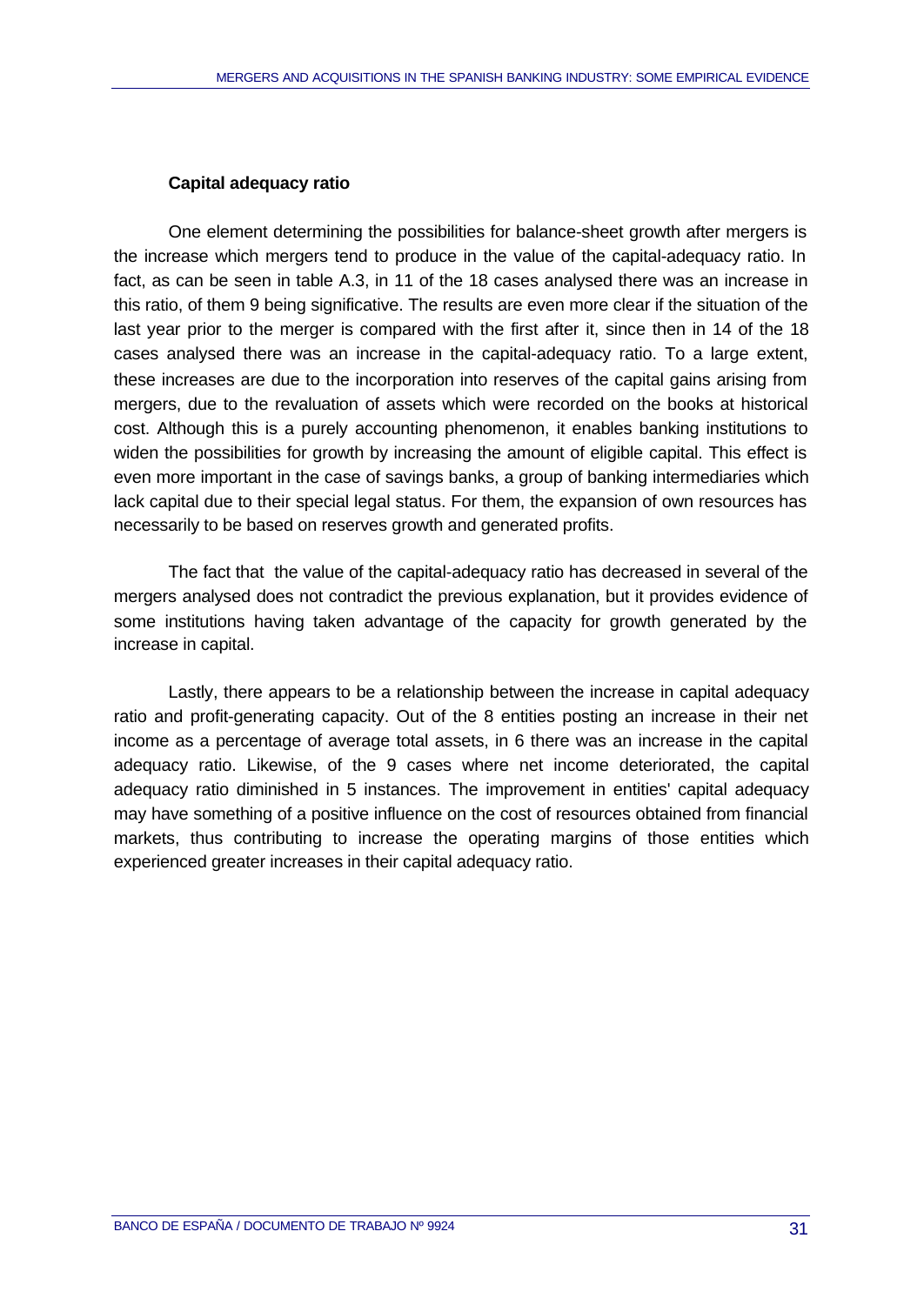**Capital adequacy ratio**

One element determining the possibilities for balance-sheet growth after mergers is the increase which mergers tend to produce in the value of the capital-adequacy ratio. In fact, as can be seen in table A.3, in 11 of the 18 cases analysed there was an increase in this ratio, of them 9 being significative. The results are even more clear if the situation of the last year prior to the merger is compared with the first after it, since then in 14 of the 18 cases analysed there was an increase in the capital-adequacy ratio. To a large extent, these increases are due to the incorporation into reserves of the capital gains arising from mergers, due to the revaluation of assets which were recorded on the books at historical cost. Although this is a purely accounting phenomenon, it enables banking institutions to widen the possibilities for growth by increasing the amount of eligible capital. This effect is even more important in the case of savings banks, a group of banking intermediaries which lack capital due to their special legal status. For them, the expansion of own resources has necessarily to be based on reserves growth and generated profits.

The fact that the value of the capital-adequacy ratio has decreased in several of the mergers analysed does not contradict the previous explanation, but it provides evidence of some institutions having taken advantage of the capacity for growth generated by the increase in capital.

Lastly, there appears to be a relationship between the increase in capital adequacy ratio and profit-generating capacity. Out of the 8 entities posting an increase in their net income as a percentage of average total assets, in 6 there was an increase in the capital adequacy ratio. Likewise, of the 9 cases where net income deteriorated, the capital adequacy ratio diminished in 5 instances. The improvement in entities' capital adequacy may have something of a positive influence on the cost of resources obtained from financial markets, thus contributing to increase the operating margins of those entities which experienced greater increases in their capital adequacy ratio.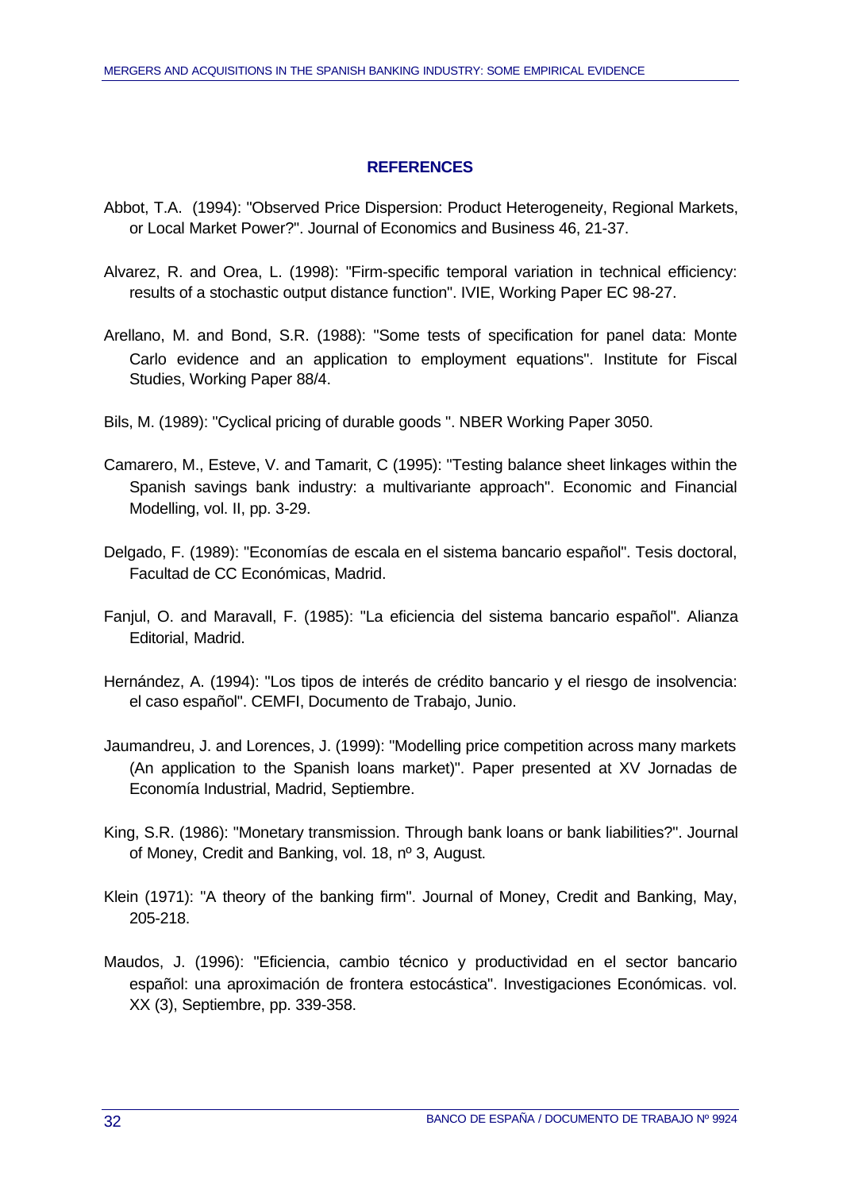## REFERENCES

Abbot, T.A. (1994): "Observed Price Dispersion: Product Heterogeneity, Regional Markets, or Local Market Power?". Journal of Economics and Business 46, 21-37.

Alvarez, R. and Orea, L. (1998): "Firm-specific temporal variation in technical efficiency: results of a stochastic output distance function". IVIE, Working Paper EC 98-27.

Arellano, M. and Bond, S.R. (1988): "Some tests of specification for panel data: Monte Carlo evidence and an application to employment equations". Institute for Fiscal Studies, Working Paper 88/4.

Bils, M. (1989): "Cyclical pricing of durable goods ". NBER Working Paper 3050.

Camarero, M., Esteve, V. and Tamarit, C (1995): "Testing balance sheet linkages within the Spanish savings bank industry: a multivariante approach". Economic and Financial Modelling, vol. II, pp. 3-29.

Delgado, F. (1989): "Economías de escala en el sistema bancario español". Tesis doctoral, Facultad de CC Económicas, Madrid.

Fanjul, O. and Maravall, F. (1985): "La eficiencia del sistema bancario español". Alianza Editorial, Madrid.

Hernández, A. (1994): "Los tipos de interés de crédito bancario y el riesgo de insolvencia: el caso español". CEMFI, Documento de Trabajo, Junio.

Jaumandreu, J. and Lorences, J. (1999): "Modelling price competition across many markets (An application to the Spanish loans market)". Paper presented at XV Jornadas de Economía Industrial, Madrid, Septiembre.

King, S.R. (1986): "Monetary transmission. Through bank loans or bank liabilities?". Journal of Money, Credit and Banking, vol. 18, nº 3, August.

Klein (1971): "A theory of the banking firm". Journal of Money, Credit and Banking, May, 205-218.

Maudos, J. (1996): "Eficiencia, cambio técnico y productividad en el sector bancario español: una aproximación de frontera estocástica". Investigaciones Económicas. vol. XX (3), Septiembre, pp. 339-358.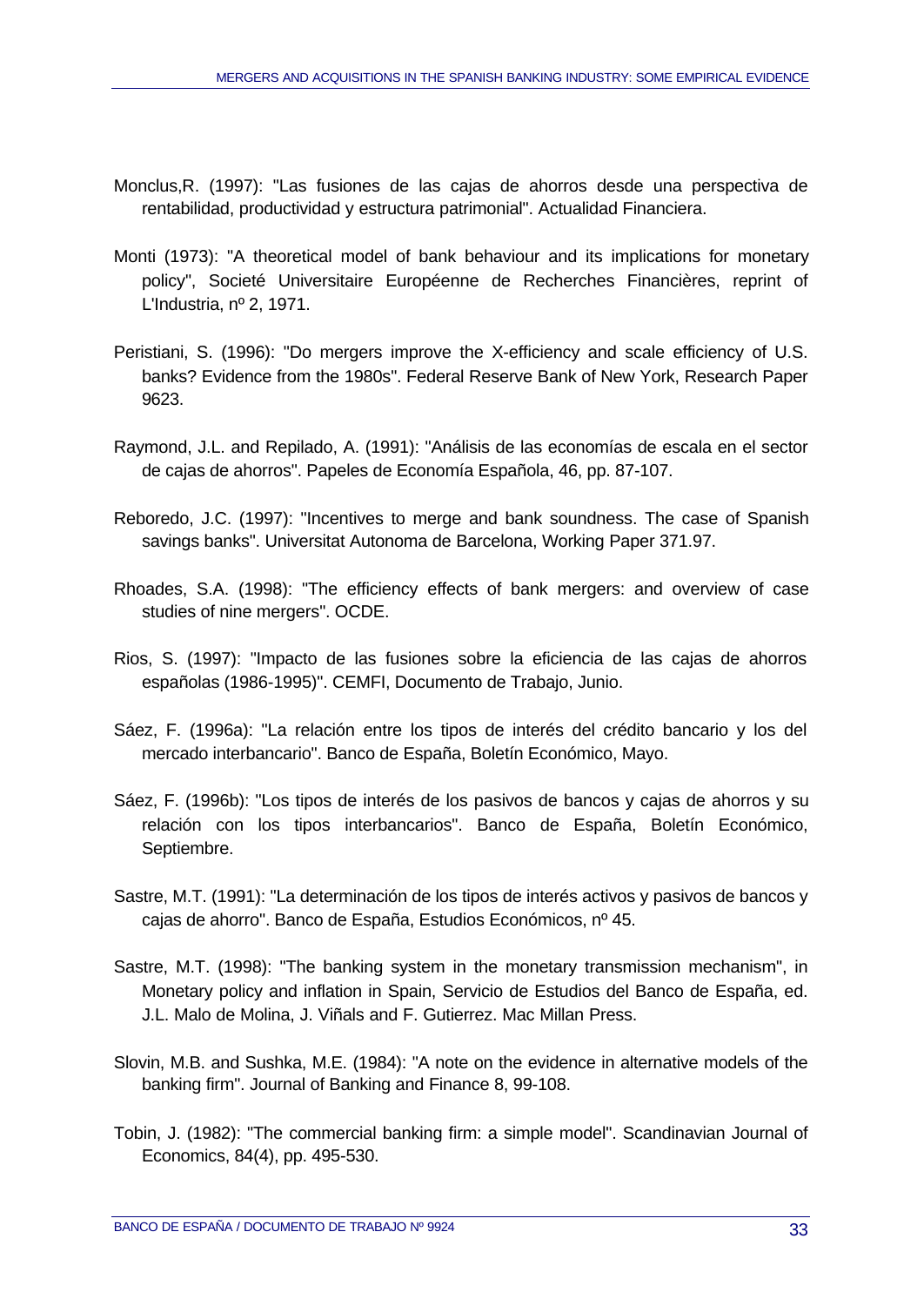Monclus,R. (1997): "Las fusiones de las cajas de ahorros desde una perspectiva de rentabilidad, productividad y estructura patrimonial". Actualidad Financiera.

Monti (1973): "A theoretical model of bank behaviour and its implications for monetary policy", Societé Universitaire Européenne de Recherches Financières, reprint of L'Industria, nº 2, 1971.

Peristiani, S. (1996): "Do mergers improve the X-efficiency and scale efficiency of U.S. banks? Evidence from the 1980s". Federal Reserve Bank of New York, Research Paper 9623.

Raymond, J.L. and Repilado, A. (1991): "Análisis de las economías de escala en el sector de cajas de ahorros". Papeles de Economía Española, 46, pp. 87-107.

Reboredo, J.C. (1997): "Incentives to merge and bank soundness. The case of Spanish savings banks". Universitat Autonoma de Barcelona, Working Paper 371.97.

Rhoades, S.A. (1998): "The efficiency effects of bank mergers: and overview of case studies of nine mergers". OCDE.

Rios, S. (1997): "Impacto de las fusiones sobre la eficiencia de las cajas de ahorros españolas (1986-1995)". CEMFI, Documento de Trabajo, Junio.

Sáez, F. (1996a): "La relación entre los tipos de interés del crédito bancario y los del mercado interbancario". Banco de España, Boletín Económico, Mayo.

Sáez, F. (1996b): "Los tipos de interés de los pasivos de bancos y cajas de ahorros y su relación con los tipos interbancarios". Banco de España, Boletín Económico, Septiembre.

Sastre, M.T. (1991): "La determinación de los tipos de interés activos y pasivos de bancos y cajas de ahorro". Banco de España, Estudios Económicos, nº 45.

Sastre, M.T. (1998): "The banking system in the monetary transmission mechanism", in Monetary policy and inflation in Spain, Servicio de Estudios del Banco de España, ed. J.L. Malo de Molina, J. Viñals and F. Gutierrez. Mac Millan Press.

Slovin, M.B. and Sushka, M.E. (1984): "A note on the evidence in alternative models of the banking firm". Journal of Banking and Finance 8, 99-108.

Tobin, J. (1982): "The commercial banking firm: a simple model". Scandinavian Journal of Economics, 84(4), pp. 495-530.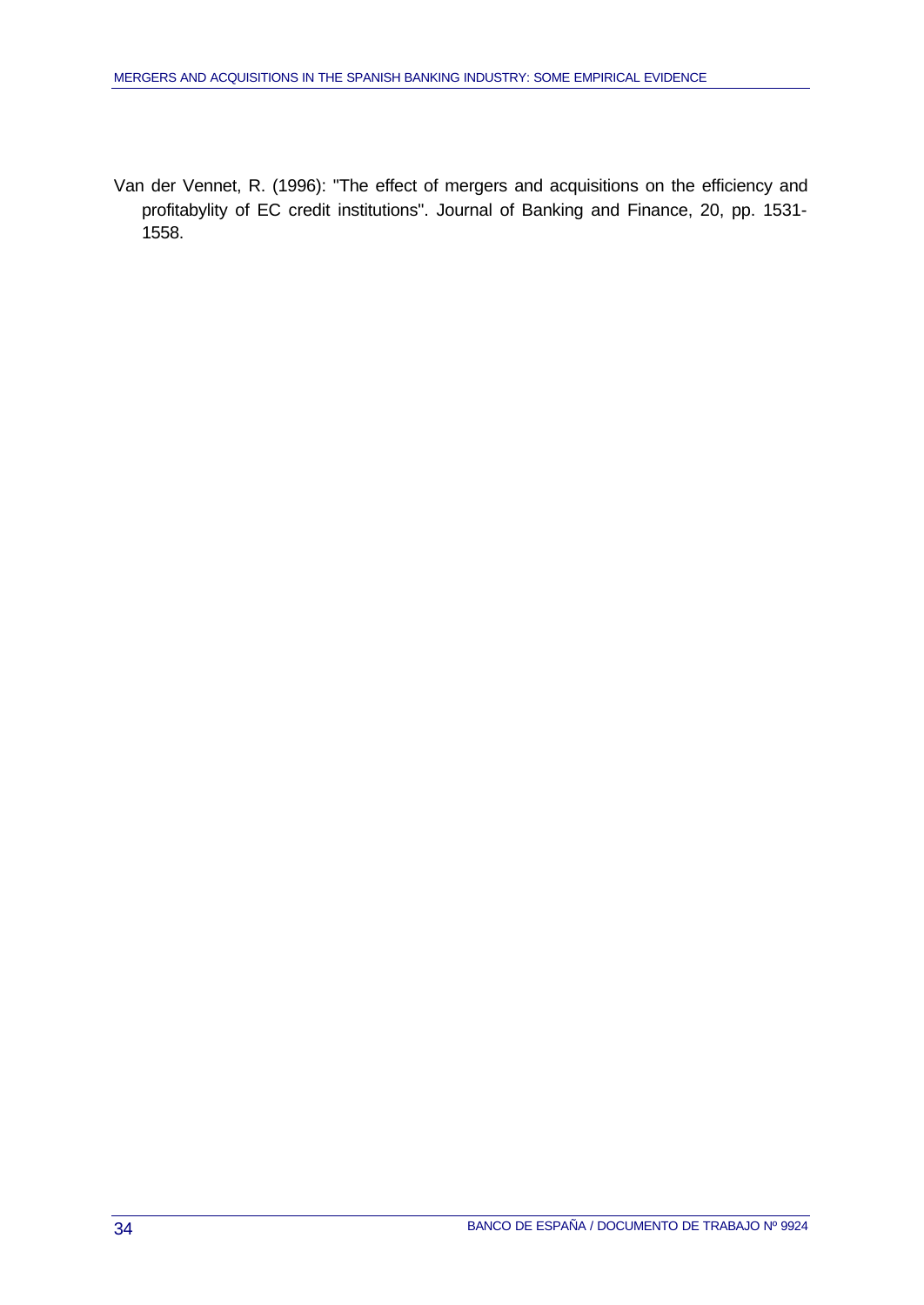Van der Vennet, R. (1996): "The effect of mergers and acquisitions on the efficiency and profitabylity of EC credit institutions". Journal of Banking and Finance, 20, pp. 1531-1558.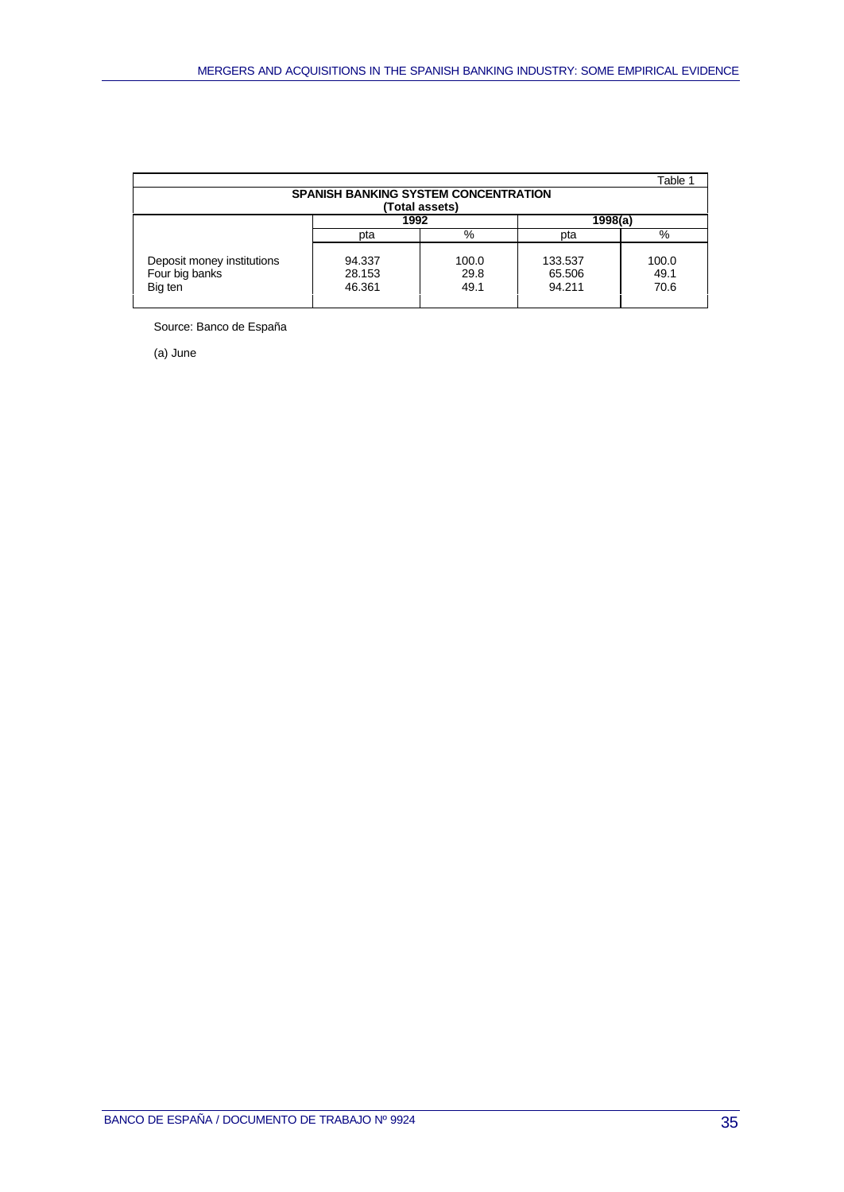Table 1

**SPANISH BANKING SYSTEM CONCENTRATION**
**(Total assets)**

| | 1992 | | 1998(a) | |
|---|---|---|---|---|
| | pta | % | pta | % |
| Deposit money institutions | 94.337 | 100.0 | 133.537 | 100.0 |
| Four big banks | 28.153 | 29.8 | 65.506 | 49.1 |
| Big ten | 46.361 | 49.1 | 94.211 | 70.6 |

Source: Banco de España

(a) June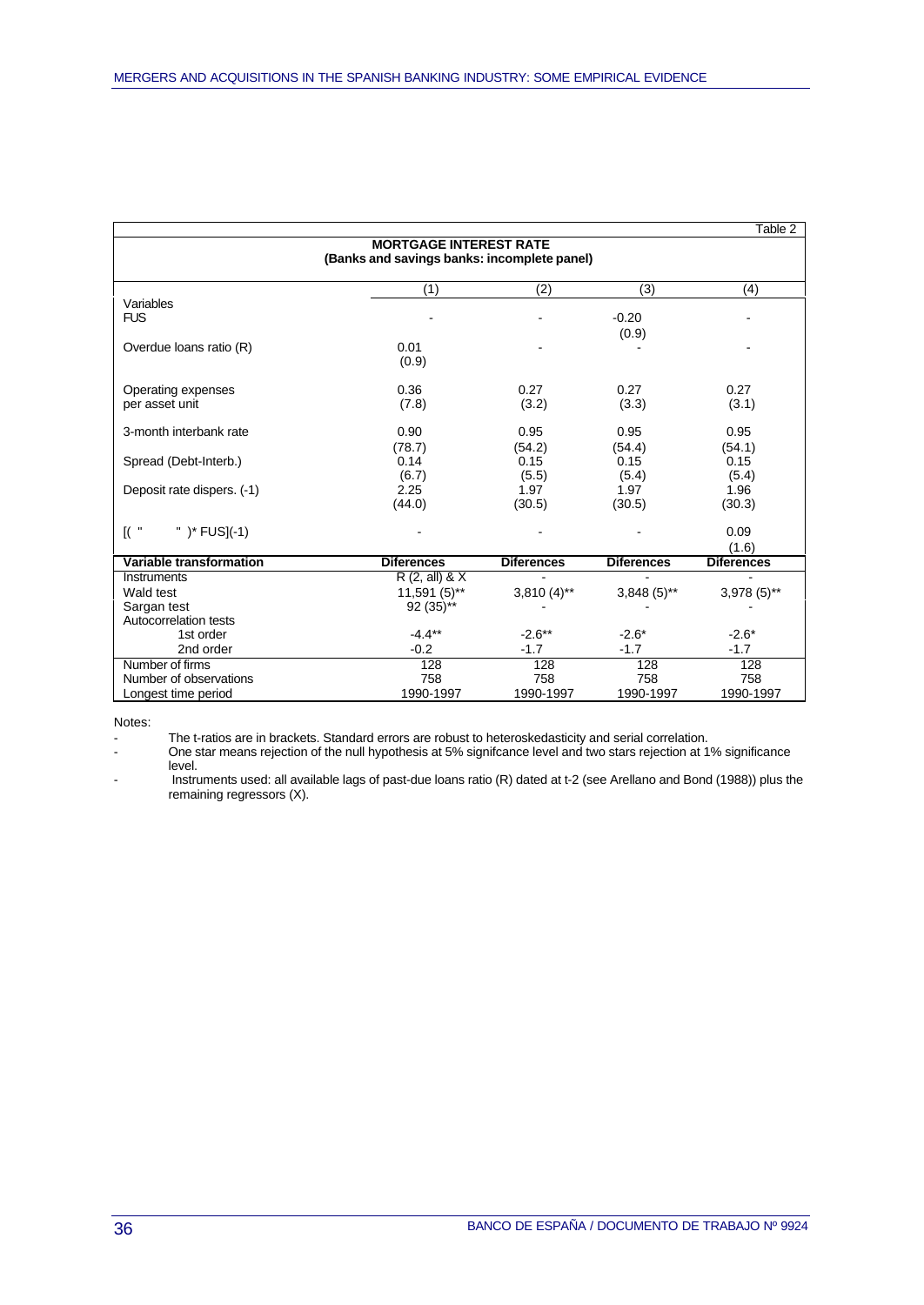Table 2

**MORTGAGE INTEREST RATE**
**(Banks and savings banks: incomplete panel)**

| | (1) | (2) | (3) | (4) |
|---|---|---|---|---|
| Variables | | | | |
| FUS | - | - | -0.20<br>(0.9) | - |
| Overdue loans ratio (R) | 0.01<br>(0.9) | - | - | - |
| Operating expenses per asset unit | 0.36<br>(7.8) | 0.27<br>(3.2) | 0.27<br>(3.3) | 0.27<br>(3.1) |
| 3-month interbank rate | 0.90<br>(78.7) | 0.95<br>(54.2) | 0.95<br>(54.4) | 0.95<br>(54.1) |
| Spread (Debt-Interb.) | 0.14<br>(6.7) | 0.15<br>(5.5) | 0.15<br>(5.4) | 0.15<br>(5.4) |
| Deposit rate dispers. (-1) | 2.25<br>(44.0) | 1.97<br>(30.5) | 1.97<br>(30.5) | 1.96<br>(30.3) |
| [( " " )* FUS](-1) | - | - | - | 0.09<br>(1.6) |
| **Variable transformation** | **Diferences** | **Diferences** | **Diferences** | **Diferences** |
| Instruments | R (2, all) & X | - | - | - |
| Wald test | 11,591 (5)** | 3,810 (4)** | 3,848 (5)** | 3,978 (5)** |
| Sargan test | 92 (35)** | - | - | - |
| Autocorrelation tests | | | | |
| 1st order | -4.4** | -2.6** | -2.6* | -2.6* |
| 2nd order | -0.2 | -1.7 | -1.7 | -1.7 |
| Number of firms | 128 | 128 | 128 | 128 |
| Number of observations | 758 | 758 | 758 | 758 |
| Longest time period | 1990-1997 | 1990-1997 | 1990-1997 | 1990-1997 |

Notes:

- The t-ratios are in brackets. Standard errors are robust to heteroskedasticity and serial correlation.
- One star means rejection of the null hypothesis at 5% signifcance level and two stars rejection at 1% significance level.
- Instruments used: all available lags of past-due loans ratio (R) dated at t-2 (see Arellano and Bond (1988)) plus the remaining regressors (X).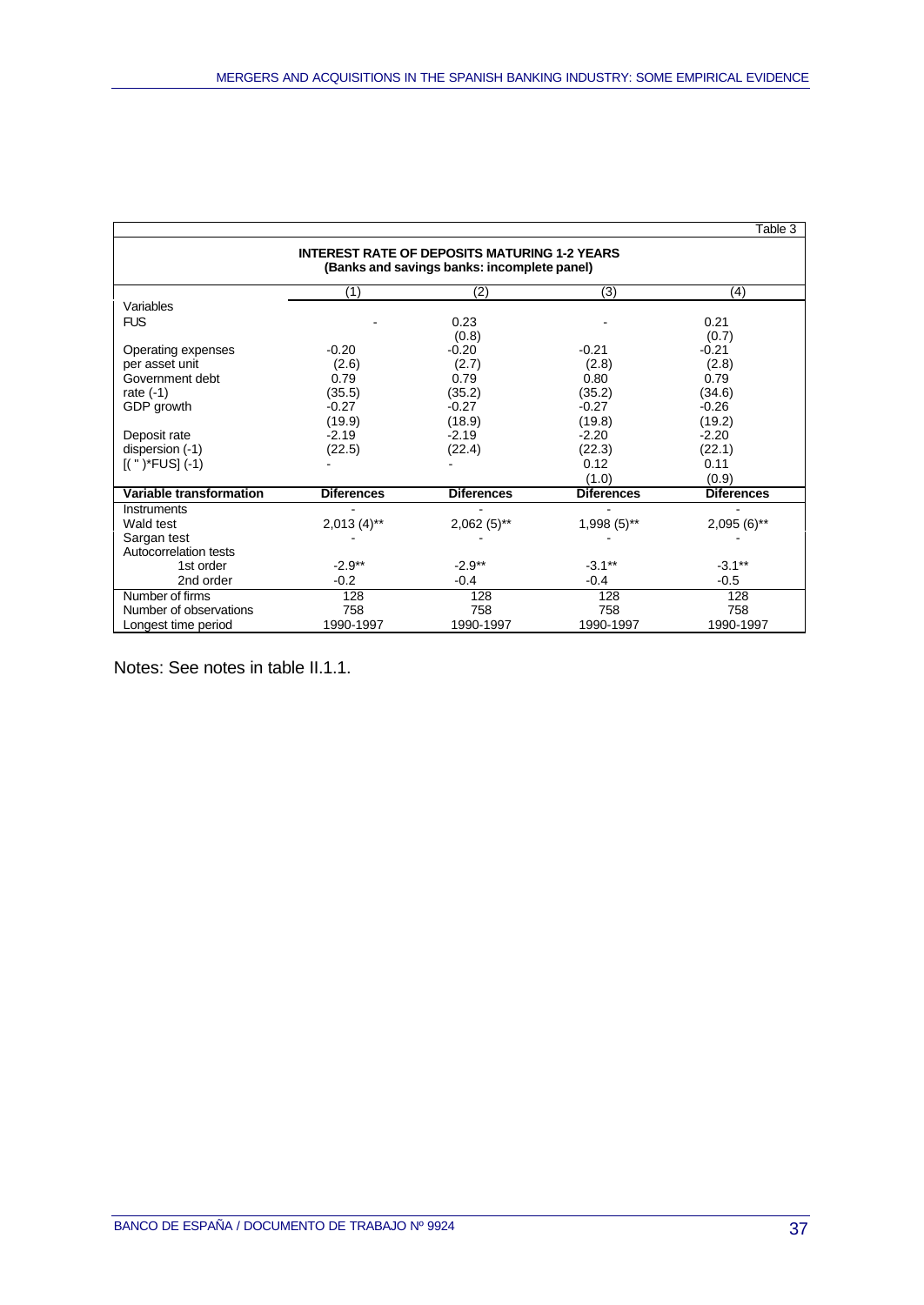Table 3

**INTEREST RATE OF DEPOSITS MATURING 1-2 YEARS**
**(Banks and savings banks: incomplete panel)**

| | (1) | (2) | (3) | (4) |
|---|---|---|---|---|
| Variables | | | | |
| FUS | - | 0.23 | - | 0.21 |
| | | (0.8) | | (0.7) |
| Operating expenses | -0.20 | -0.20 | -0.21 | -0.21 |
| per asset unit | (2.6) | (2.7) | (2.8) | (2.8) |
| Government debt | 0.79 | 0.79 | 0.80 | 0.79 |
| rate (-1) | (35.5) | (35.2) | (35.2) | (34.6) |
| GDP growth | -0.27 | -0.27 | -0.27 | -0.26 |
| | (19.9) | (18.9) | (19.8) | (19.2) |
| Deposit rate | -2.19 | -2.19 | -2.20 | -2.20 |
| dispersion (-1) | (22.5) | (22.4) | (22.3) | (22.1) |
| [( " )*FUS] (-1) | - | - | 0.12 | 0.11 |
| | | | (1.0) | (0.9) |
| **Variable transformation** | **Diferences** | **Diferences** | **Diferences** | **Diferences** |
| Instruments | - | - | - | - |
| Wald test | 2,013 (4)** | 2,062 (5)** | 1,998 (5)** | 2,095 (6)** |
| Sargan test | - | - | - | - |
| Autocorrelation tests | | | | |
| 1st order | -2.9** | -2.9** | -3.1** | -3.1** |
| 2nd order | -0.2 | -0.4 | -0.4 | -0.5 |
| Number of firms | 128 | 128 | 128 | 128 |
| Number of observations | 758 | 758 | 758 | 758 |
| Longest time period | 1990-1997 | 1990-1997 | 1990-1997 | 1990-1997 |

Notes: See notes in table II.1.1.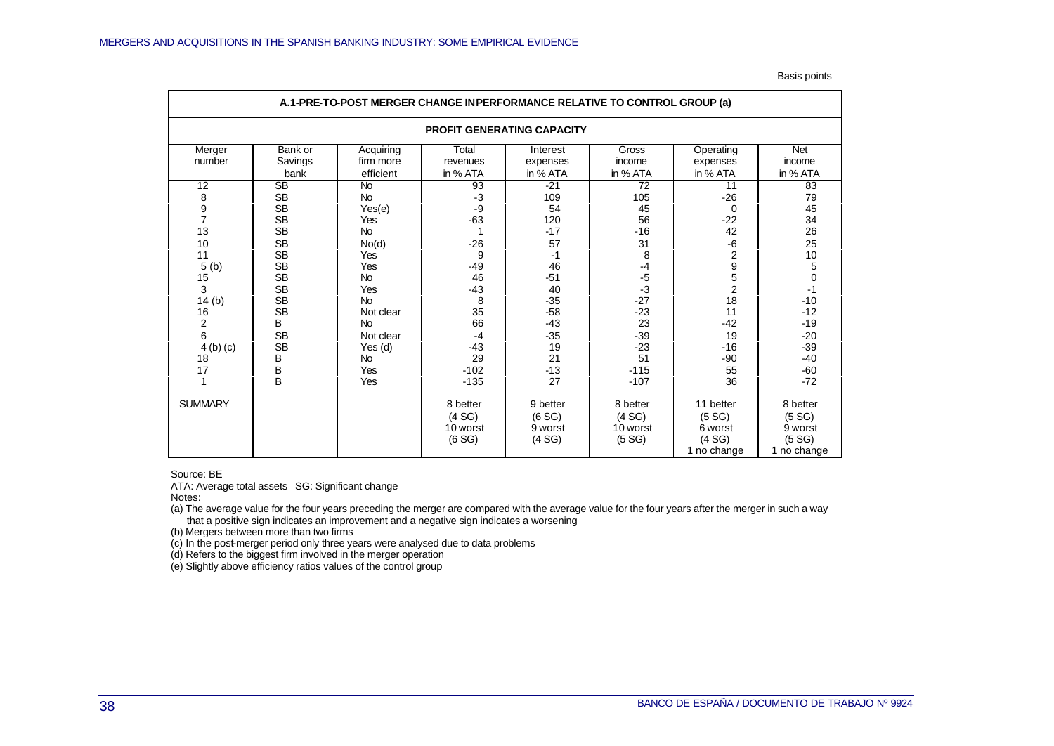Basis points

**A.1-PRE-TO-POST MERGER CHANGE IN PERFORMANCE RELATIVE TO CONTROL GROUP (a)**

**PROFIT GENERATING CAPACITY**

| Merger number | Bank or Savings bank | Acquiring firm more efficient | Total revenues in % ATA | Interest expenses in % ATA | Gross income in % ATA | Operating expenses in % ATA | Net income in % ATA |
|---|---|---|---|---|---|---|---|
| 12 | SB | No | 93 | -21 | 72 | 11 | 83 |
| 8 | SB | No | -3 | 109 | 105 | -26 | 79 |
| 9 | SB | Yes(e) | -9 | 54 | 45 | 0 | 45 |
| 7 | SB | Yes | -63 | 120 | 56 | -22 | 34 |
| 13 | SB | No | 1 | -17 | -16 | 42 | 26 |
| 10 | SB | No(d) | -26 | 57 | 31 | -6 | 25 |
| 11 | SB | Yes | 9 | -1 | 8 | 2 | 10 |
| 5 (b) | SB | Yes | -49 | 46 | -4 | 9 | 5 |
| 15 | SB | No | 46 | -51 | -5 | 5 | 0 |
| 3 | SB | Yes | -43 | 40 | -3 | 2 | -1 |
| 14 (b) | SB | No | 8 | -35 | -27 | 18 | -10 |
| 16 | SB | Not clear | 35 | -58 | -23 | 11 | -12 |
| 2 | B | No | 66 | -43 | 23 | -42 | -19 |
| 6 | SB | Not clear | -4 | -35 | -39 | 19 | -20 |
| 4 (b) (c) | SB | Yes (d) | -43 | 19 | -23 | -16 | -39 |
| 18 | B | No | 29 | 21 | 51 | -90 | -40 |
| 17 | B | Yes | -102 | -13 | -115 | 55 | -60 |
| 1 | B | Yes | -135 | 27 | -107 | 36 | -72 |
| SUMMARY | | | 8 better (4 SG) 10 worst (6 SG) | 9 better (6 SG) 9 worst (4 SG) | 8 better (4 SG) 10 worst (5 SG) | 11 better (5 SG) 6 worst (4 SG) 1 no change | 8 better (5 SG) 9 worst (5 SG) 1 no change |

Source: BE

ATA: Average total assets SG: Significant change

Notes:

(a) The average value for the four years preceding the merger are compared with the average value for the four years after the merger in such a way that a positive sign indicates an improvement and a negative sign indicates a worsening

(b) Mergers between more than two firms

(c) In the post-merger period only three years were analysed due to data problems

(d) Refers to the biggest firm involved in the merger operation

(e) Slightly above efficiency ratios values of the control group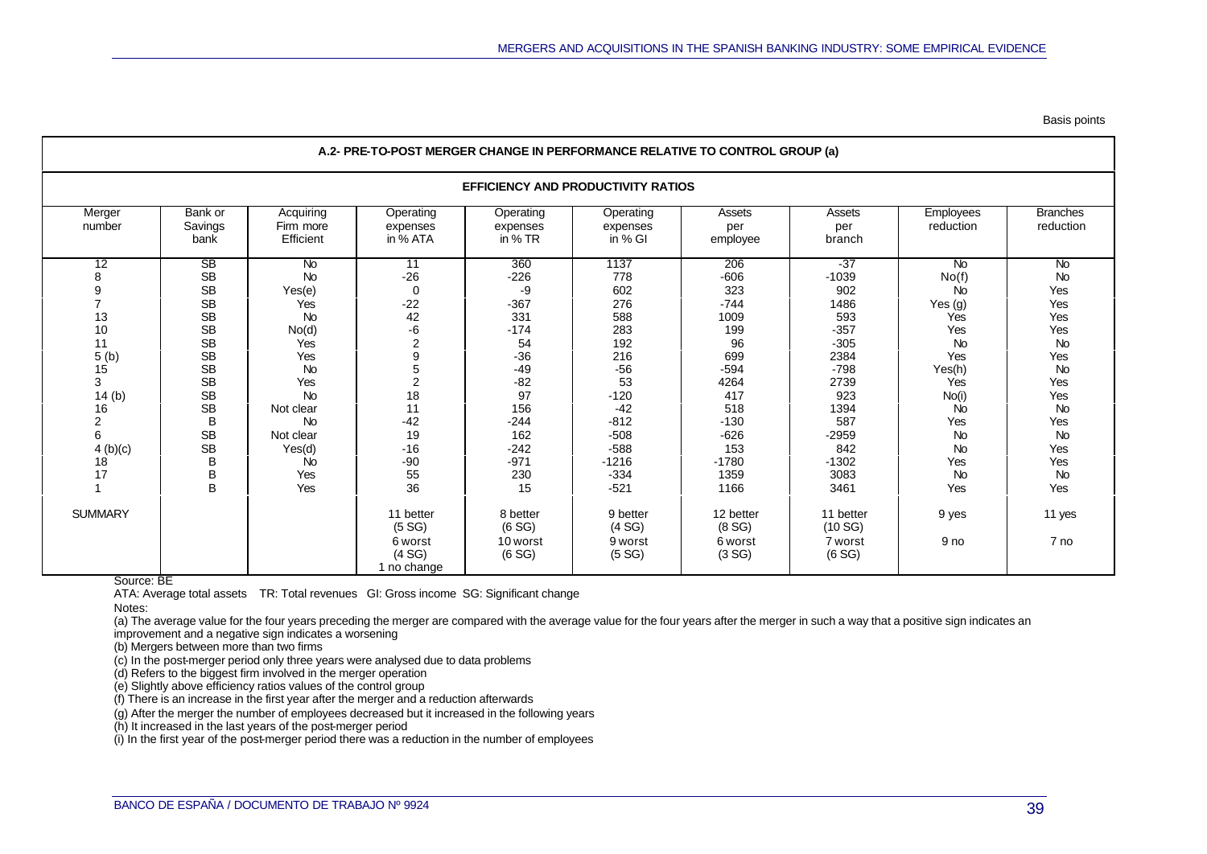Basis points

**A.2- PRE-TO-POST MERGER CHANGE IN PERFORMANCE RELATIVE TO CONTROL GROUP (a)**

**EFFICIENCY AND PRODUCTIVITY RATIOS**

| Merger number | Bank or Savings bank | Acquiring Firm more Efficient | Operating expenses in % ATA | Operating expenses in % TR | Operating expenses in % GI | Assets per employee | Assets per branch | Employees reduction | Branches reduction |
|---|---|---|---|---|---|---|---|---|---|
| 12 | SB | No | 11 | 360 | 1137 | 206 | -37 | No | No |
| 8 | SB | No | -26 | -226 | 778 | -606 | -1039 | No(f) | No |
| 9 | SB | Yes(e) | 0 | -9 | 602 | 323 | 902 | No | Yes |
| 7 | SB | Yes | -22 | -367 | 276 | -744 | 1486 | Yes (g) | Yes |
| 13 | SB | No | 42 | 331 | 588 | 1009 | 593 | Yes | Yes |
| 10 | SB | No(d) | -6 | -174 | 283 | 199 | -357 | Yes | Yes |
| 11 | SB | Yes | 2 | 54 | 192 | 96 | -305 | No | No |
| 5 (b) | SB | Yes | 9 | -36 | 216 | 699 | 2384 | Yes | Yes |
| 15 | SB | No | 5 | -49 | -56 | -594 | -798 | Yes(h) | No |
| 3 | SB | Yes | 2 | -82 | 53 | 4264 | 2739 | Yes | Yes |
| 14 (b) | SB | No | 18 | 97 | -120 | 417 | 923 | No(i) | Yes |
| 16 | SB | Not clear | 11 | 156 | -42 | 518 | 1394 | No | No |
| 2 | B | No | -42 | -244 | -812 | -130 | 587 | Yes | Yes |
| 6 | SB | Not clear | 19 | 162 | -508 | -626 | -2959 | No | No |
| 4 (b)(c) | SB | Yes(d) | -16 | -242 | -588 | 153 | 842 | No | Yes |
| 18 | B | No | -90 | -971 | -1216 | -1780 | -1302 | Yes | Yes |
| 17 | B | Yes | 55 | 230 | -334 | 1359 | 3083 | No | No |
| 1 | B | Yes | 36 | 15 | -521 | 1166 | 3461 | Yes | Yes |
| SUMMARY | | | 11 better (5 SG) 6 worst (4 SG) 1 no change | 8 better (6 SG) 10 worst (6 SG) | 9 better (4 SG) 9 worst (5 SG) | 12 better (8 SG) 6 worst (3 SG) | 11 better (10 SG) 7 worst (6 SG) | 9 yes 9 no | 11 yes 7 no |

Source: BE

ATA: Average total assets TR: Total revenues GI: Gross income SG: Significant change

Notes:

(a) The average value for the four years preceding the merger are compared with the average value for the four years after the merger in such a way that a positive sign indicates an improvement and a negative sign indicates a worsening

(b) Mergers between more than two firms

(c) In the post-merger period only three years were analysed due to data problems

(d) Refers to the biggest firm involved in the merger operation

(e) Slightly above efficiency ratios values of the control group

(f) There is an increase in the first year after the merger and a reduction afterwards

(g) After the merger the number of employees decreased but it increased in the following years

(h) It increased in the last years of the post-merger period

(i) In the first year of the post-merger period there was a reduction in the number of employees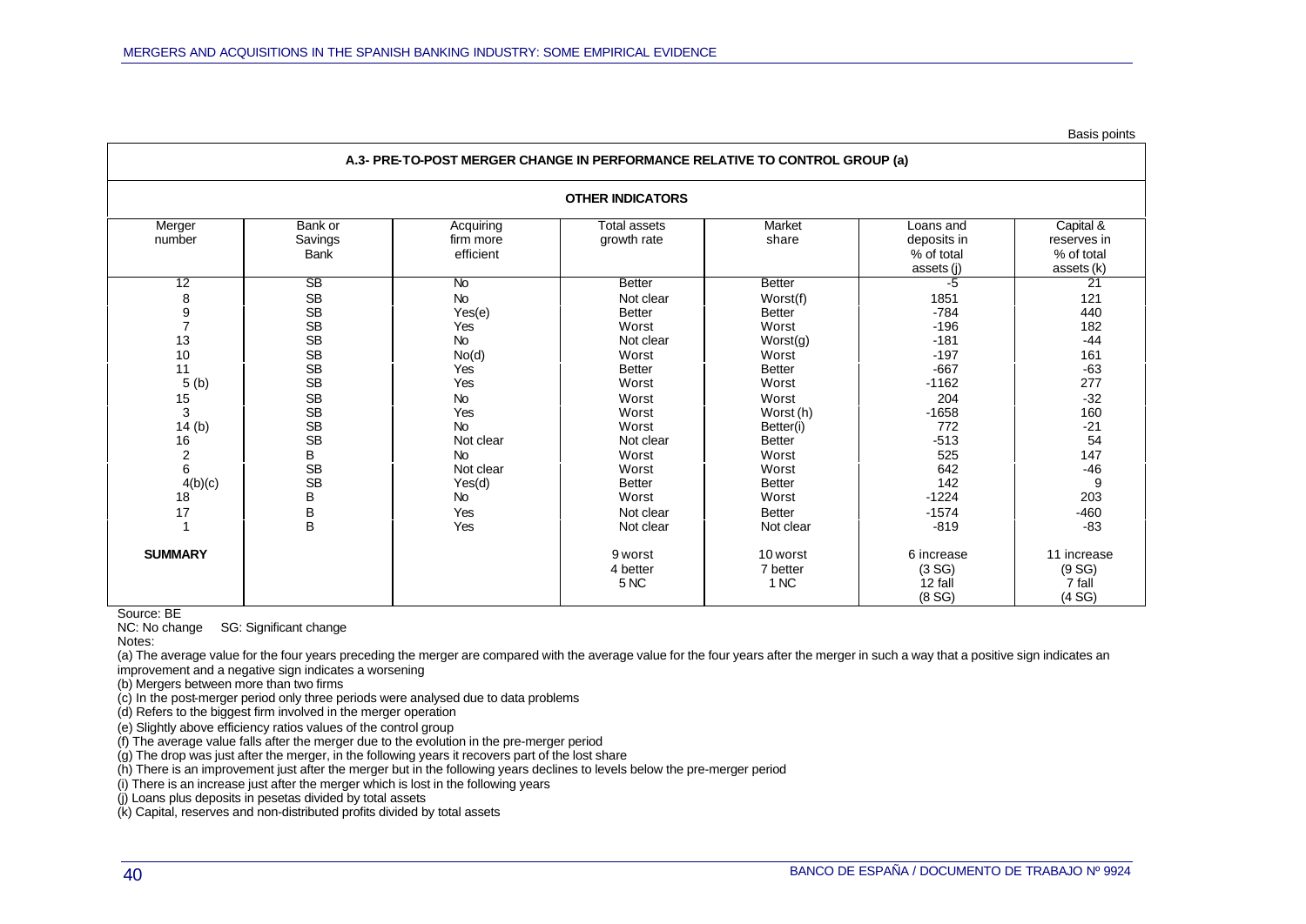Basis points

**A.3- PRE-TO-POST MERGER CHANGE IN PERFORMANCE RELATIVE TO CONTROL GROUP (a)**

**OTHER INDICATORS**

| Merger number | Bank or Savings Bank | Acquiring firm more efficient | Total assets growth rate | Market share | Loans and deposits in % of total assets (j) | Capital & reserves in % of total assets (k) |
|---|---|---|---|---|---|---|
| 12 | SB | No | Better | Better | -5 | 21 |
| 8 | SB | No | Not clear | Worst(f) | 1851 | 121 |
| 9 | SB | Yes(e) | Better | Better | -784 | 440 |
| 7 | SB | Yes | Worst | Worst | -196 | 182 |
| 13 | SB | No | Not clear | Worst(g) | -181 | -44 |
| 10 | SB | No(d) | Worst | Worst | -197 | 161 |
| 11 | SB | Yes | Better | Better | -667 | -63 |
| 5 (b) | SB | Yes | Worst | Worst | -1162 | 277 |
| 15 | SB | No | Worst | Worst | 204 | -32 |
| 3 | SB | Yes | Worst | Worst (h) | -1658 | 160 |
| 14 (b) | SB | No | Worst | Better(i) | 772 | -21 |
| 16 | SB | Not clear | Not clear | Better | -513 | 54 |
| 2 | B | No | Worst | Worst | 525 | 147 |
| 6 | SB | Not clear | Worst | Worst | 642 | -46 |
| 4(b)(c) | SB | Yes(d) | Better | Better | 142 | 9 |
| 18 | B | No | Worst | Worst | -1224 | 203 |
| 17 | B | Yes | Not clear | Better | -1574 | -460 |
| 1 | B | Yes | Not clear | Not clear | -819 | -83 |
| **SUMMARY** | | | 9 worst<br>4 better<br>5 NC | 10 worst<br>7 better<br>1 NC | 6 increase<br>(3 SG)<br>12 fall<br>(8 SG) | 11 increase<br>(9 SG)<br>7 fall<br>(4 SG) |

Source: BE

NC: No change SG: Significant change

Notes:

(a) The average value for the four years preceding the merger are compared with the average value for the four years after the merger in such a way that a positive sign indicates an improvement and a negative sign indicates a worsening

(b) Mergers between more than two firms

(c) In the post-merger period only three periods were analysed due to data problems

(d) Refers to the biggest firm involved in the merger operation

(e) Slightly above efficiency ratios values of the control group

(f) The average value falls after the merger due to the evolution in the pre-merger period

(g) The drop was just after the merger, in the following years it recovers part of the lost share

(h) There is an improvement just after the merger but in the following years declines to levels below the pre-merger period

(i) There is an increase just after the merger which is lost in the following years

(j) Loans plus deposits in pesetas divided by total assets

(k) Capital, reserves and non-distributed profits divided by total assets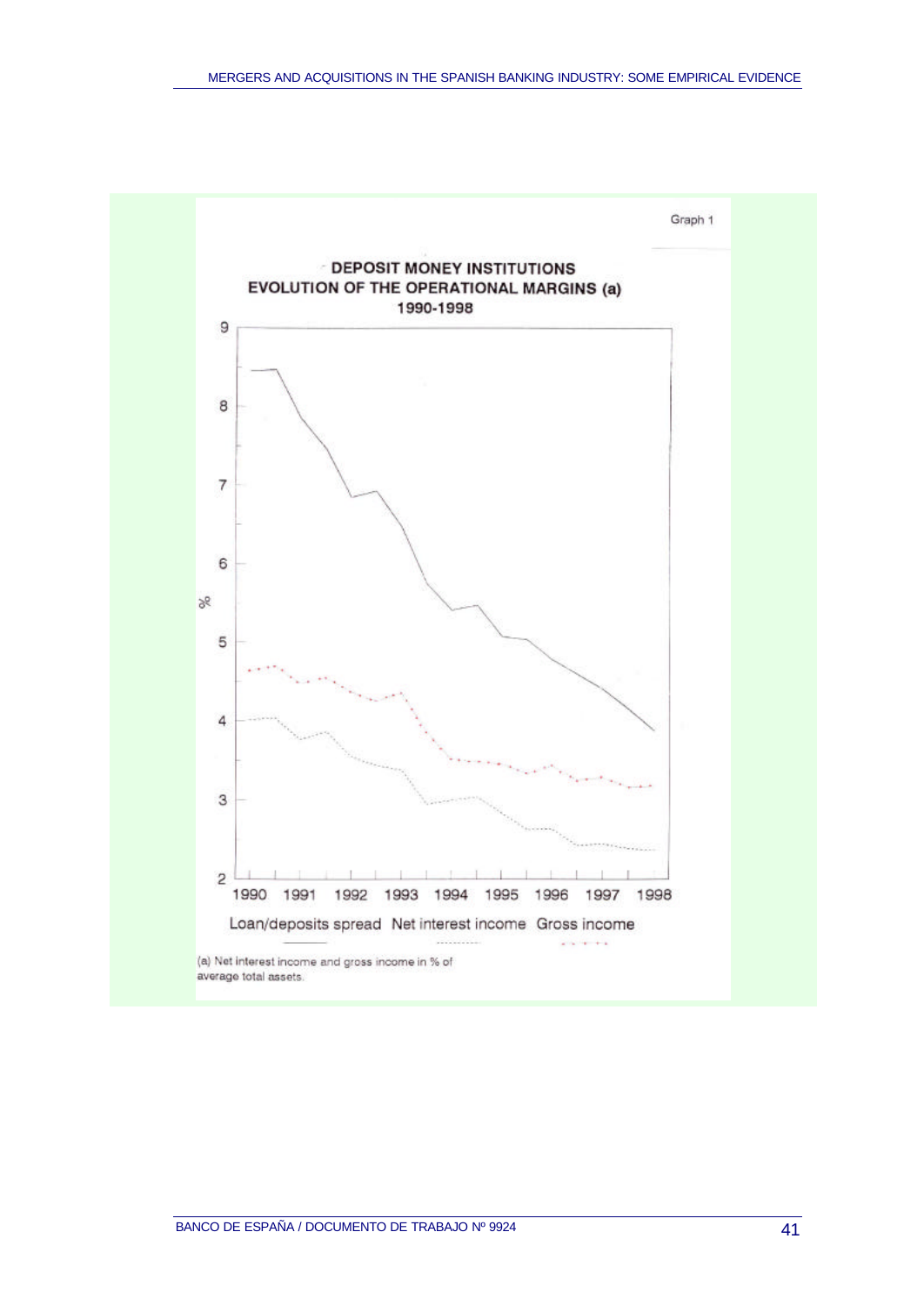Graph 1

**DEPOSIT MONEY INSTITUTIONS**
**EVOLUTION OF THE OPERATIONAL MARGINS (a)**
**1990-1998**

Loan/deposits spread   Net interest income   Gross income

(a) Net interest income and gross income in % of average total assets.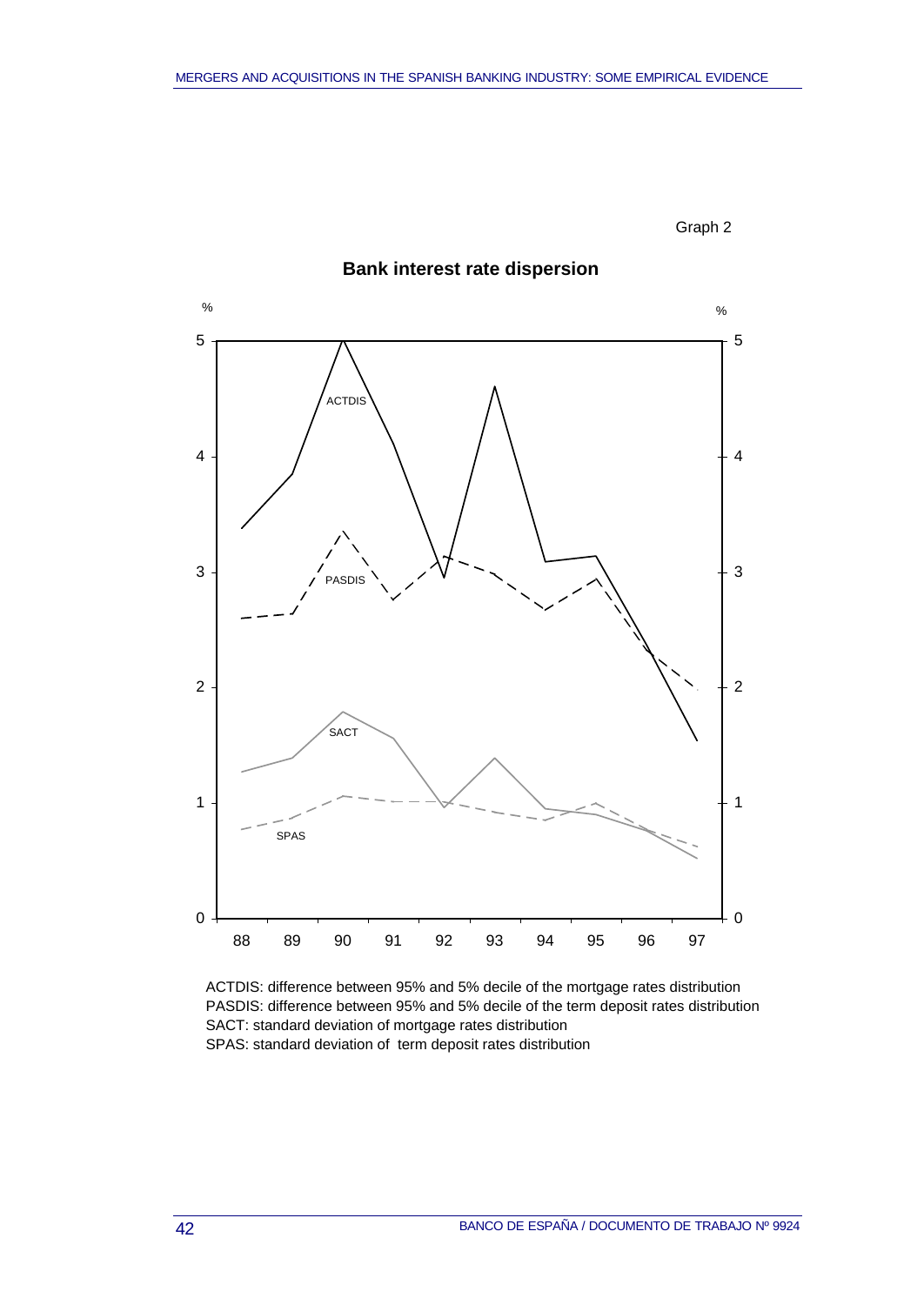Graph 2

**Bank interest rate dispersion**

ACTDIS: difference between 95% and 5% decile of the mortgage rates distribution
PASDIS: difference between 95% and 5% decile of the term deposit rates distribution
SACT: standard deviation of mortgage rates distribution
SPAS: standard deviation of term deposit rates distribution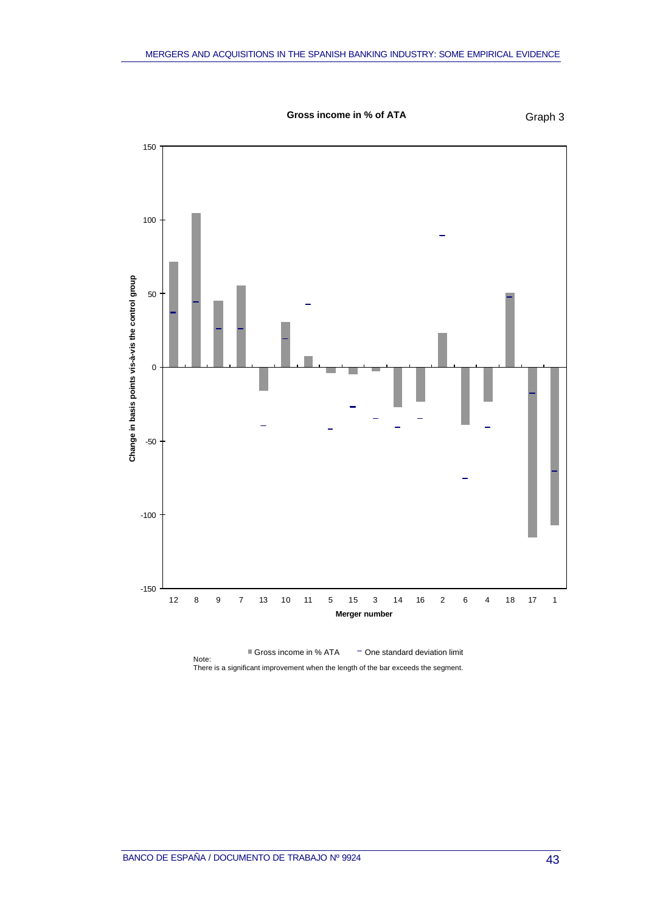**Gross income in % of ATA**

Graph 3

Note:

■ Gross income in % ATA — One standard deviation limit

There is a significant improvement when the length of the bar exceeds the segment.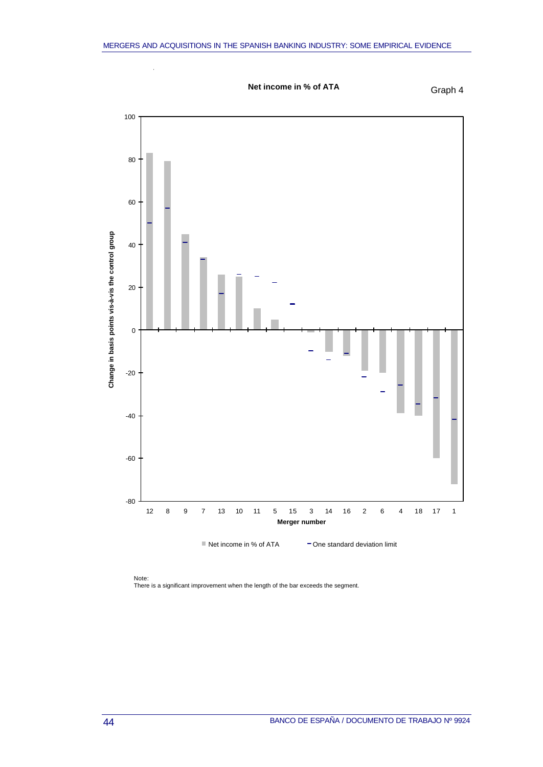Graph 4

**Net income in % of ATA**

Note:
There is a significant improvement when the length of the bar exceeds the segment.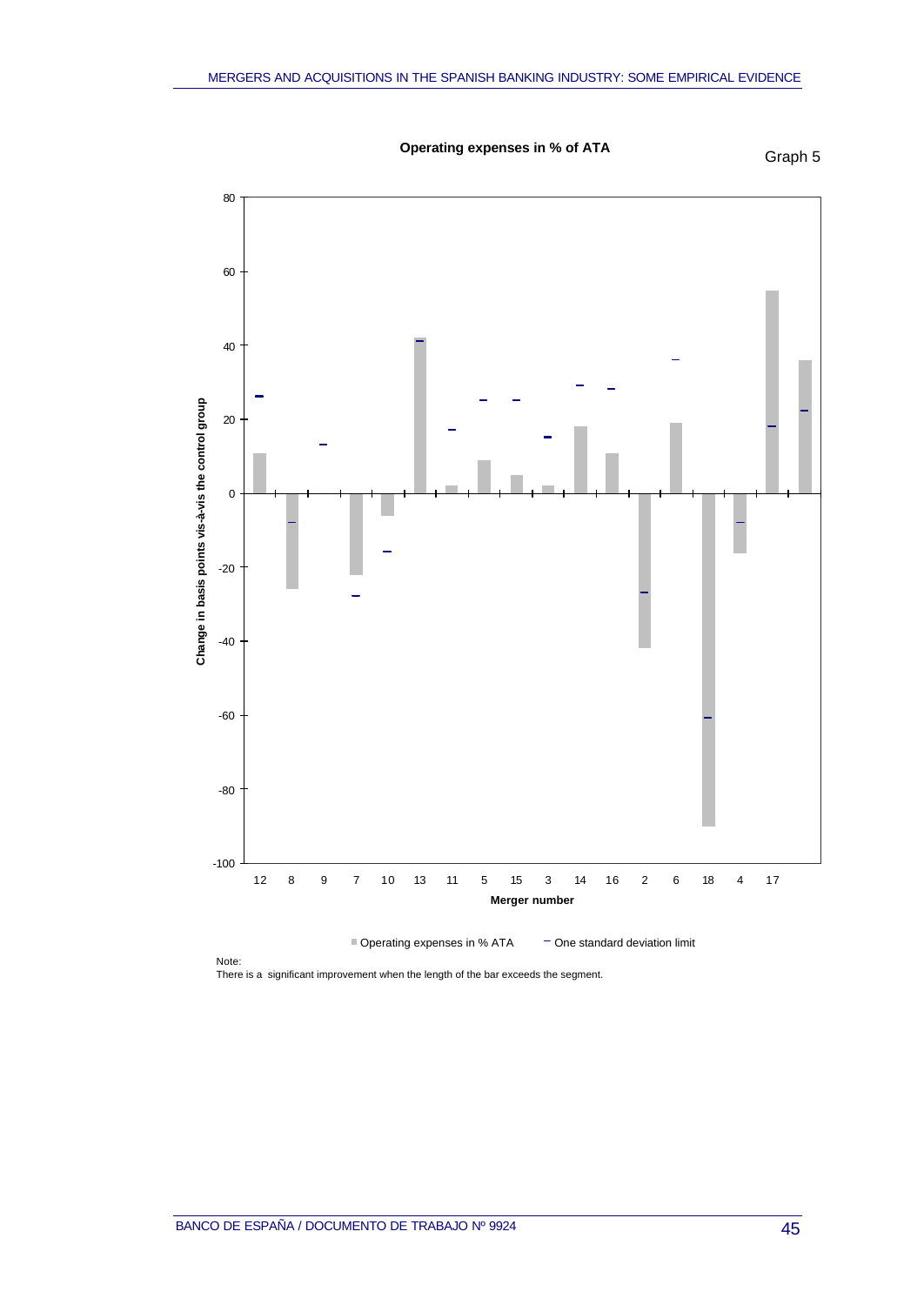**Operating expenses in % of ATA**

Graph 5

Note:
There is a significant improvement when the length of the bar exceeds the segment.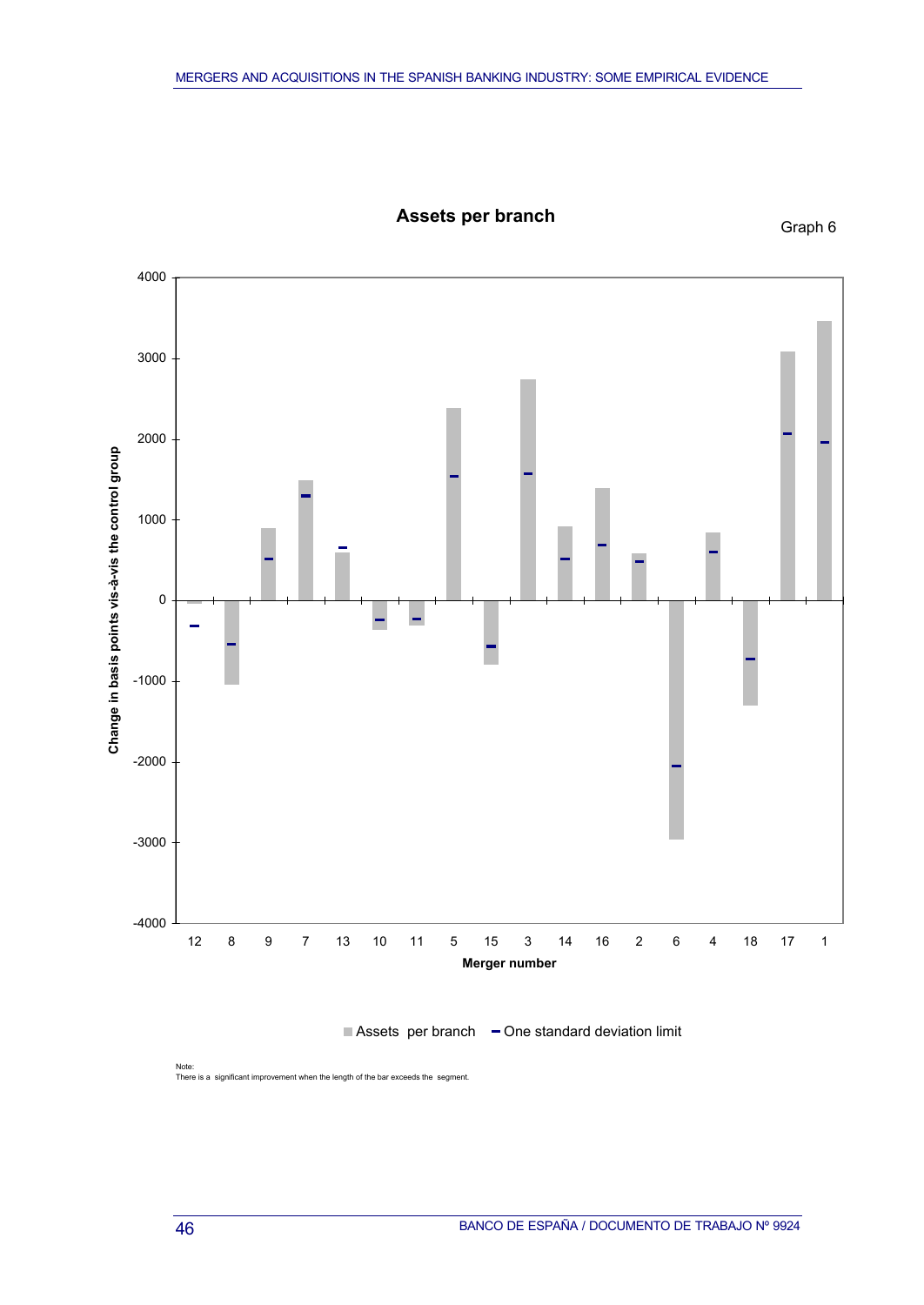## Assets per branch

Graph 6

Note:
There is a significant improvement when the length of the bar exceeds the segment.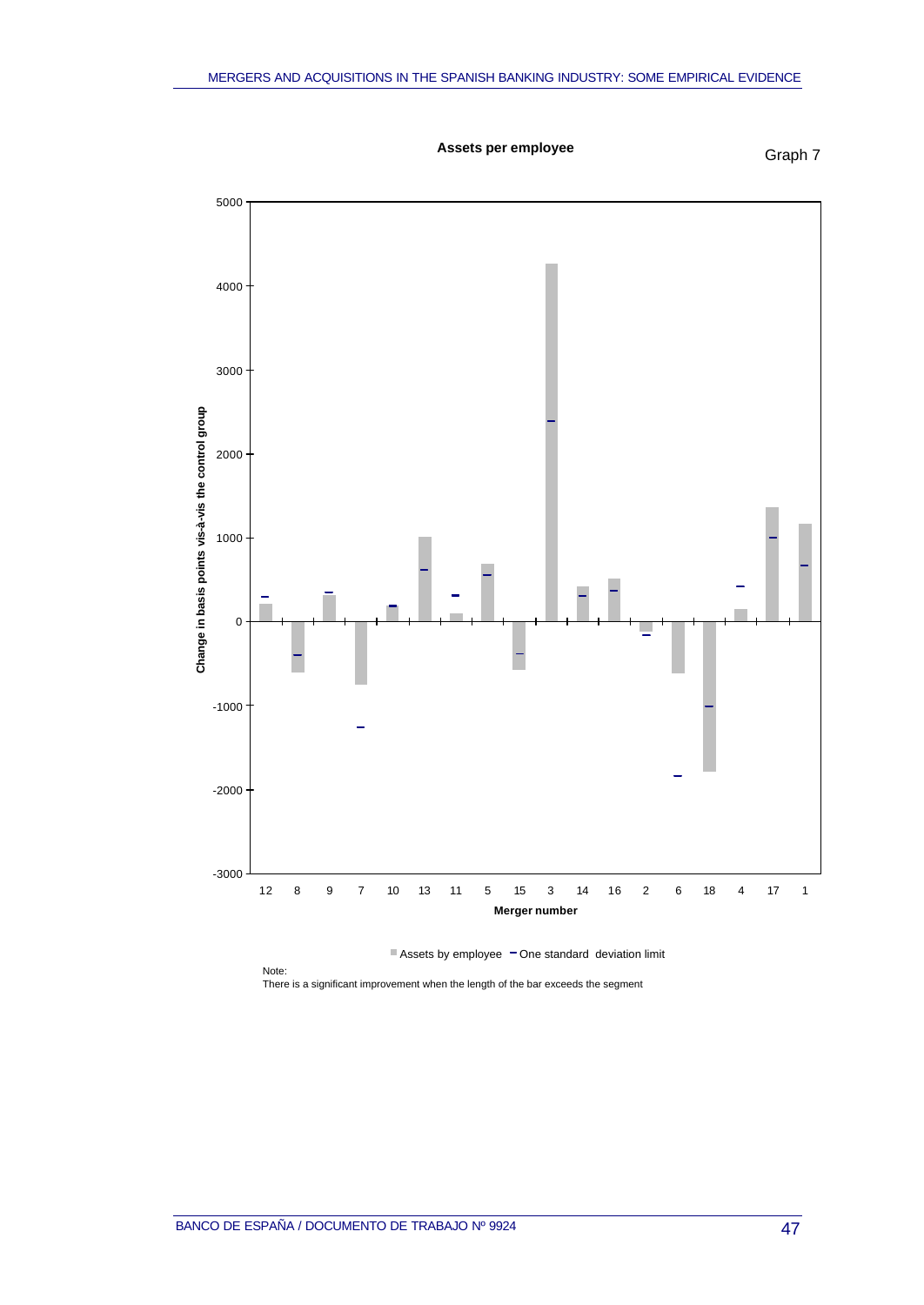**Assets per employee**

Graph 7

Change in basis points vis-à-vis the control group

Merger number: 12, 8, 9, 7, 10, 13, 11, 5, 15, 3, 14, 16, 2, 6, 18, 4, 17, 1

Assets by employee — One standard deviation limit

Note:
There is a significant improvement when the length of the bar exceeds the segment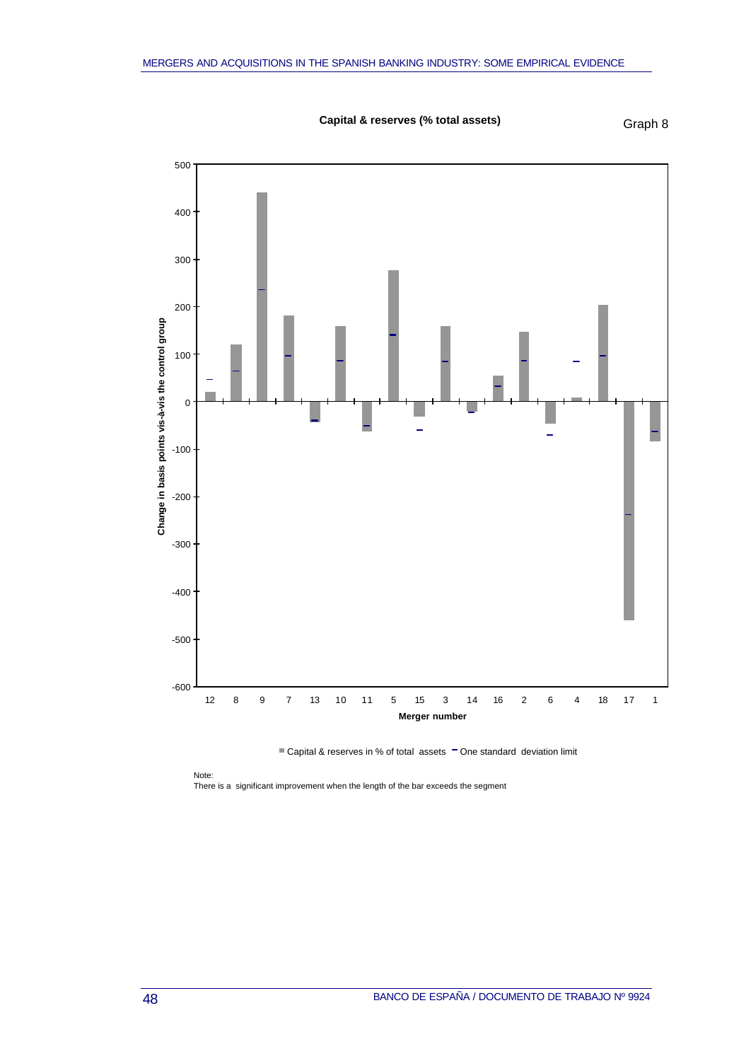**Capital & reserves (% total assets)**

Graph 8

Change in basis points vis-à-vis the control group

500
400
300
200
100
0
-100
-200
-300
-400
-500
-600

12 8 9 7 13 10 11 5 15 3 14 16 2 6 4 18 17 1

Merger number

Capital & reserves in % of total assets — One standard deviation limit

Note:
There is a significant improvement when the length of the bar exceeds the segment